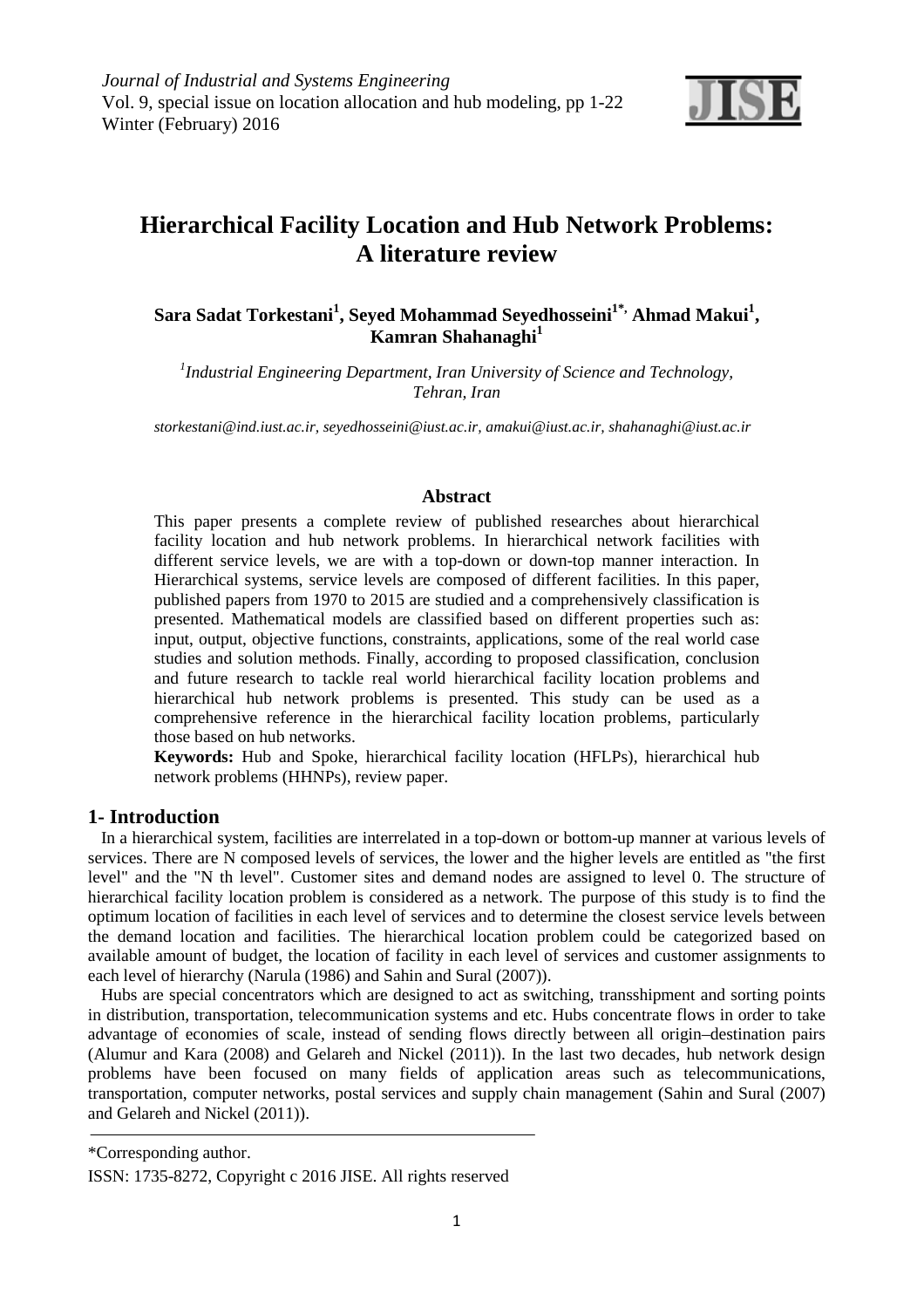# Hierarchical Facility Location and Hub Network Problems: A literature review

**Sara Sadat Torkestani[1], Seyed Mohammad Seyedhosseini[1*], Ahmad Makui[1], Kamran Shahanaghi[1]**

*[1]Industrial Engineering Department, Iran University of Science and Technology, Tehran, Iran*

*storkestani@ind.iust.ac.ir, seyedhosseini@iust.ac.ir, amakui@iust.ac.ir, shahanaghi@iust.ac.ir*

### Abstract

This paper presents a complete review of published researches about hierarchical facility location and hub network problems. In hierarchical network facilities with different service levels, we are with a top-down or down-top manner interaction. In Hierarchical systems, service levels are composed of different facilities. In this paper, published papers from 1970 to 2015 are studied and a comprehensively classification is presented. Mathematical models are classified based on different properties such as: input, output, objective functions, constraints, applications, some of the real world case studies and solution methods. Finally, according to proposed classification, conclusion and future research to tackle real world hierarchical facility location problems and hierarchical hub network problems is presented. This study can be used as a comprehensive reference in the hierarchical facility location problems, particularly those based on hub networks.

**Keywords:** Hub and Spoke, hierarchical facility location (HFLPs), hierarchical hub network problems (HHNPs), review paper.

## 1- Introduction

In a hierarchical system, facilities are interrelated in a top-down or bottom-up manner at various levels of services. There are N composed levels of services, the lower and the higher levels are entitled as "the first level" and the "N th level". Customer sites and demand nodes are assigned to level 0. The structure of hierarchical facility location problem is considered as a network. The purpose of this study is to find the optimum location of facilities in each level of services and to determine the closest service levels between the demand location and facilities. The hierarchical location problem could be categorized based on available amount of budget, the location of facility in each level of services and customer assignments to each level of hierarchy (Narula (1986) and Sahin and Sural (2007)).

Hubs are special concentrators which are designed to act as switching, transshipment and sorting points in distribution, transportation, telecommunication systems and etc. Hubs concentrate flows in order to take advantage of economies of scale, instead of sending flows directly between all origin–destination pairs (Alumur and Kara (2008) and Gelareh and Nickel (2011)). In the last two decades, hub network design problems have been focused on many fields of application areas such as telecommunications, transportation, computer networks, postal services and supply chain management (Sahin and Sural (2007) and Gelareh and Nickel (2011)).

---

\*Corresponding author.

ISSN: 1735-8272, Copyright c 2016 JISE. All rights reserved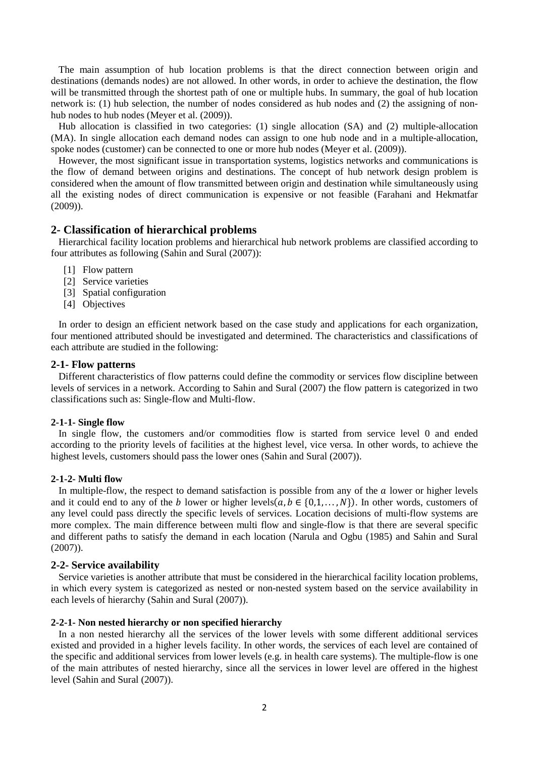The main assumption of hub location problems is that the direct connection between origin and destinations (demands nodes) are not allowed. In other words, in order to achieve the destination, the flow will be transmitted through the shortest path of one or multiple hubs. In summary, the goal of hub location network is: (1) hub selection, the number of nodes considered as hub nodes and (2) the assigning of non-hub nodes to hub nodes (Meyer et al. (2009)).

Hub allocation is classified in two categories: (1) single allocation (SA) and (2) multiple-allocation (MA). In single allocation each demand nodes can assign to one hub node and in a multiple-allocation, spoke nodes (customer) can be connected to one or more hub nodes (Meyer et al. (2009)).

However, the most significant issue in transportation systems, logistics networks and communications is the flow of demand between origins and destinations. The concept of hub network design problem is considered when the amount of flow transmitted between origin and destination while simultaneously using all the existing nodes of direct communication is expensive or not feasible (Farahani and Hekmatfar (2009)).

## 2- Classification of hierarchical problems

Hierarchical facility location problems and hierarchical hub network problems are classified according to four attributes as following (Sahin and Sural (2007)):

[1] Flow pattern
[2] Service varieties
[3] Spatial configuration
[4] Objectives

In order to design an efficient network based on the case study and applications for each organization, four mentioned attributed should be investigated and determined. The characteristics and classifications of each attribute are studied in the following:

### 2-1- Flow patterns

Different characteristics of flow patterns could define the commodity or services flow discipline between levels of services in a network. According to Sahin and Sural (2007) the flow pattern is categorized in two classifications such as: Single-flow and Multi-flow.

#### 2-1-1- Single flow

In single flow, the customers and/or commodities flow is started from service level 0 and ended according to the priority levels of facilities at the highest level, vice versa. In other words, to achieve the highest levels, customers should pass the lower ones (Sahin and Sural (2007)).

#### 2-1-2- Multi flow

In multiple-flow, the respect to demand satisfaction is possible from any of the $a$ lower or higher levels and it could end to any of the $b$ lower or higher levels($a, b \in \{0,1,\dots,N\}$). In other words, customers of any level could pass directly the specific levels of services. Location decisions of multi-flow systems are more complex. The main difference between multi flow and single-flow is that there are several specific and different paths to satisfy the demand in each location (Narula and Ogbu (1985) and Sahin and Sural (2007)).

### 2-2- Service availability

Service varieties is another attribute that must be considered in the hierarchical facility location problems, in which every system is categorized as nested or non-nested system based on the service availability in each levels of hierarchy (Sahin and Sural (2007)).

#### 2-2-1- Non nested hierarchy or non specified hierarchy

In a non nested hierarchy all the services of the lower levels with some different additional services existed and provided in a higher levels facility. In other words, the services of each level are contained of the specific and additional services from lower levels (e.g. in health care systems). The multiple-flow is one of the main attributes of nested hierarchy, since all the services in lower level are offered in the highest level (Sahin and Sural (2007)).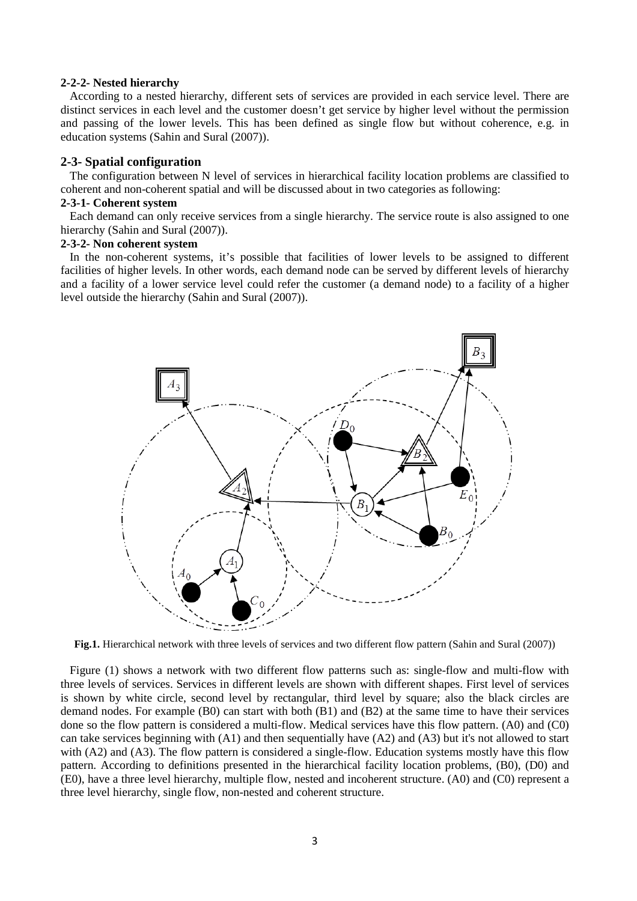#### 2-2-2- Nested hierarchy

According to a nested hierarchy, different sets of services are provided in each service level. There are distinct services in each level and the customer doesn't get service by higher level without the permission and passing of the lower levels. This has been defined as single flow but without coherence, e.g. in education systems (Sahin and Sural (2007)).

### 2-3- Spatial configuration

The configuration between N level of services in hierarchical facility location problems are classified to coherent and non-coherent spatial and will be discussed about in two categories as following:

#### 2-3-1- Coherent system

Each demand can only receive services from a single hierarchy. The service route is also assigned to one hierarchy (Sahin and Sural (2007)).

#### 2-3-2- Non coherent system

In the non-coherent systems, it's possible that facilities of lower levels to be assigned to different facilities of higher levels. In other words, each demand node can be served by different levels of hierarchy and a facility of a lower service level could refer the customer (a demand node) to a facility of a higher level outside the hierarchy (Sahin and Sural (2007)).

**Fig.1.** Hierarchical network with three levels of services and two different flow pattern (Sahin and Sural (2007))

Figure (1) shows a network with two different flow patterns such as: single-flow and multi-flow with three levels of services. Services in different levels are shown with different shapes. First level of services is shown by white circle, second level by rectangular, third level by square; also the black circles are demand nodes. For example (B0) can start with both (B1) and (B2) at the same time to have their services done so the flow pattern is considered a multi-flow. Medical services have this flow pattern. (A0) and (C0) can take services beginning with (A1) and then sequentially have (A2) and (A3) but it's not allowed to start with (A2) and (A3). The flow pattern is considered a single-flow. Education systems mostly have this flow pattern. According to definitions presented in the hierarchical facility location problems, (B0), (D0) and (E0), have a three level hierarchy, multiple flow, nested and incoherent structure. (A0) and (C0) represent a three level hierarchy, single flow, non-nested and coherent structure.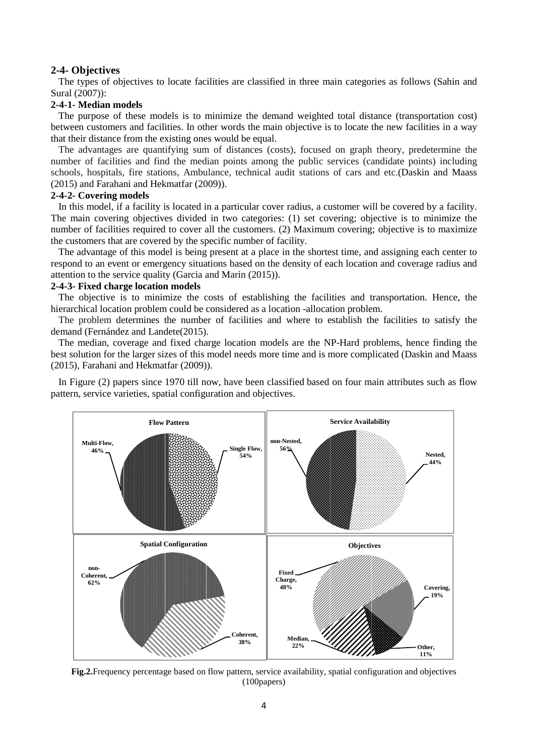## 2-4- Objectives

The types of objectives to locate facilities are classified in three main categories as follows (Sahin and Sural (2007)):

### 2-4-1- Median models

The purpose of these models is to minimize the demand weighted total distance (transportation cost) between customers and facilities. In other words the main objective is to locate the new facilities in a way that their distance from the existing ones would be equal.

The advantages are quantifying sum of distances (costs), focused on graph theory, predetermine the number of facilities and find the median points among the public services (candidate points) including schools, hospitals, fire stations, Ambulance, technical audit stations of cars and etc.(Daskin and Maass (2015) and Farahani and Hekmatfar (2009)).

### 2-4-2- Covering models

In this model, if a facility is located in a particular cover radius, a customer will be covered by a facility. The main covering objectives divided in two categories: (1) set covering; objective is to minimize the number of facilities required to cover all the customers. (2) Maximum covering; objective is to maximize the customers that are covered by the specific number of facility.

The advantage of this model is being present at a place in the shortest time, and assigning each center to respond to an event or emergency situations based on the density of each location and coverage radius and attention to the service quality (Garcia and Marin (2015)).

### 2-4-3- Fixed charge location models

The objective is to minimize the costs of establishing the facilities and transportation. Hence, the hierarchical location problem could be considered as a location -allocation problem.

The problem determines the number of facilities and where to establish the facilities to satisfy the demand (Fernández and Landete(2015).

The median, coverage and fixed charge location models are the NP-Hard problems, hence finding the best solution for the larger sizes of this model needs more time and is more complicated (Daskin and Maass (2015), Farahani and Hekmatfar (2009)).

In Figure (2) papers since 1970 till now, have been classified based on four main attributes such as flow pattern, service varieties, spatial configuration and objectives.

**Fig.2.**Frequency percentage based on flow pattern, service availability, spatial configuration and objectives (100papers)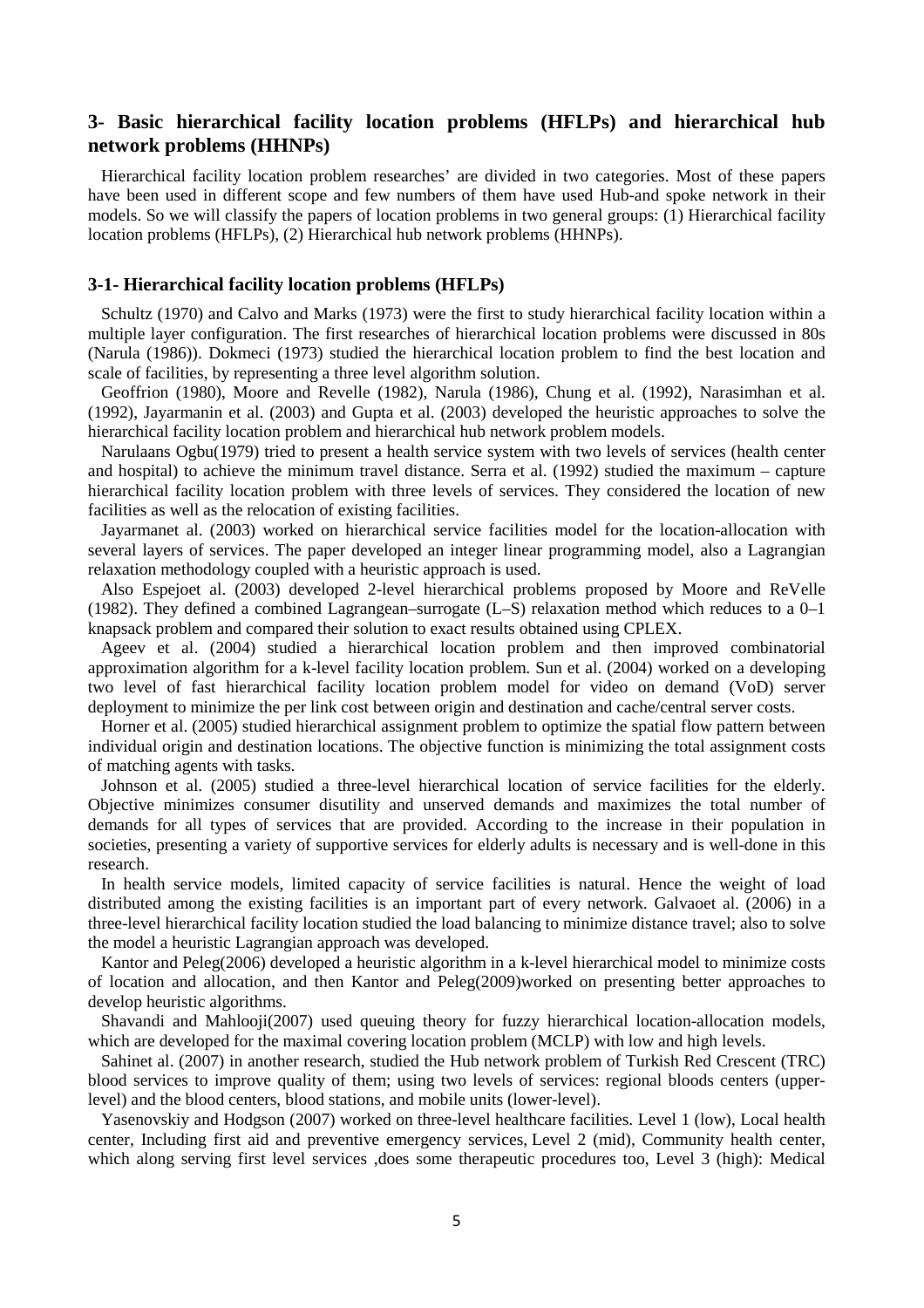## 3- Basic hierarchical facility location problems (HFLPs) and hierarchical hub network problems (HHNPs)

Hierarchical facility location problem researches' are divided in two categories. Most of these papers have been used in different scope and few numbers of them have used Hub-and spoke network in their models. So we will classify the papers of location problems in two general groups: (1) Hierarchical facility location problems (HFLPs), (2) Hierarchical hub network problems (HHNPs).

### 3-1- Hierarchical facility location problems (HFLPs)

Schultz (1970) and Calvo and Marks (1973) were the first to study hierarchical facility location within a multiple layer configuration. The first researches of hierarchical location problems were discussed in 80s (Narula (1986)). Dokmeci (1973) studied the hierarchical location problem to find the best location and scale of facilities, by representing a three level algorithm solution.

Geoffrion (1980), Moore and Revelle (1982), Narula (1986), Chung et al. (1992), Narasimhan et al. (1992), Jayarmanin et al. (2003) and Gupta et al. (2003) developed the heuristic approaches to solve the hierarchical facility location problem and hierarchical hub network problem models.

Narulaans Ogbu(1979) tried to present a health service system with two levels of services (health center and hospital) to achieve the minimum travel distance. Serra et al. (1992) studied the maximum – capture hierarchical facility location problem with three levels of services. They considered the location of new facilities as well as the relocation of existing facilities.

Jayarmanet al. (2003) worked on hierarchical service facilities model for the location-allocation with several layers of services. The paper developed an integer linear programming model, also a Lagrangian relaxation methodology coupled with a heuristic approach is used.

Also Espejoet al. (2003) developed 2-level hierarchical problems proposed by Moore and ReVelle (1982). They defined a combined Lagrangean–surrogate (L–S) relaxation method which reduces to a 0–1 knapsack problem and compared their solution to exact results obtained using CPLEX.

Ageev et al. (2004) studied a hierarchical location problem and then improved combinatorial approximation algorithm for a k-level facility location problem. Sun et al. (2004) worked on a developing two level of fast hierarchical facility location problem model for video on demand (VoD) server deployment to minimize the per link cost between origin and destination and cache/central server costs.

Horner et al. (2005) studied hierarchical assignment problem to optimize the spatial flow pattern between individual origin and destination locations. The objective function is minimizing the total assignment costs of matching agents with tasks.

Johnson et al. (2005) studied a three-level hierarchical location of service facilities for the elderly. Objective minimizes consumer disutility and unserved demands and maximizes the total number of demands for all types of services that are provided. According to the increase in their population in societies, presenting a variety of supportive services for elderly adults is necessary and is well-done in this research.

In health service models, limited capacity of service facilities is natural. Hence the weight of load distributed among the existing facilities is an important part of every network. Galvaoet al. (2006) in a three-level hierarchical facility location studied the load balancing to minimize distance travel; also to solve the model a heuristic Lagrangian approach was developed.

Kantor and Peleg(2006) developed a heuristic algorithm in a k-level hierarchical model to minimize costs of location and allocation, and then Kantor and Peleg(2009)worked on presenting better approaches to develop heuristic algorithms.

Shavandi and Mahlooji(2007) used queuing theory for fuzzy hierarchical location-allocation models, which are developed for the maximal covering location problem (MCLP) with low and high levels.

Sahinet al. (2007) in another research, studied the Hub network problem of Turkish Red Crescent (TRC) blood services to improve quality of them; using two levels of services: regional bloods centers (upper-level) and the blood centers, blood stations, and mobile units (lower-level).

Yasenovskiy and Hodgson (2007) worked on three-level healthcare facilities. Level 1 (low), Local health center, Including first aid and preventive emergency services, Level 2 (mid), Community health center, which along serving first level services ,does some therapeutic procedures too, Level 3 (high): Medical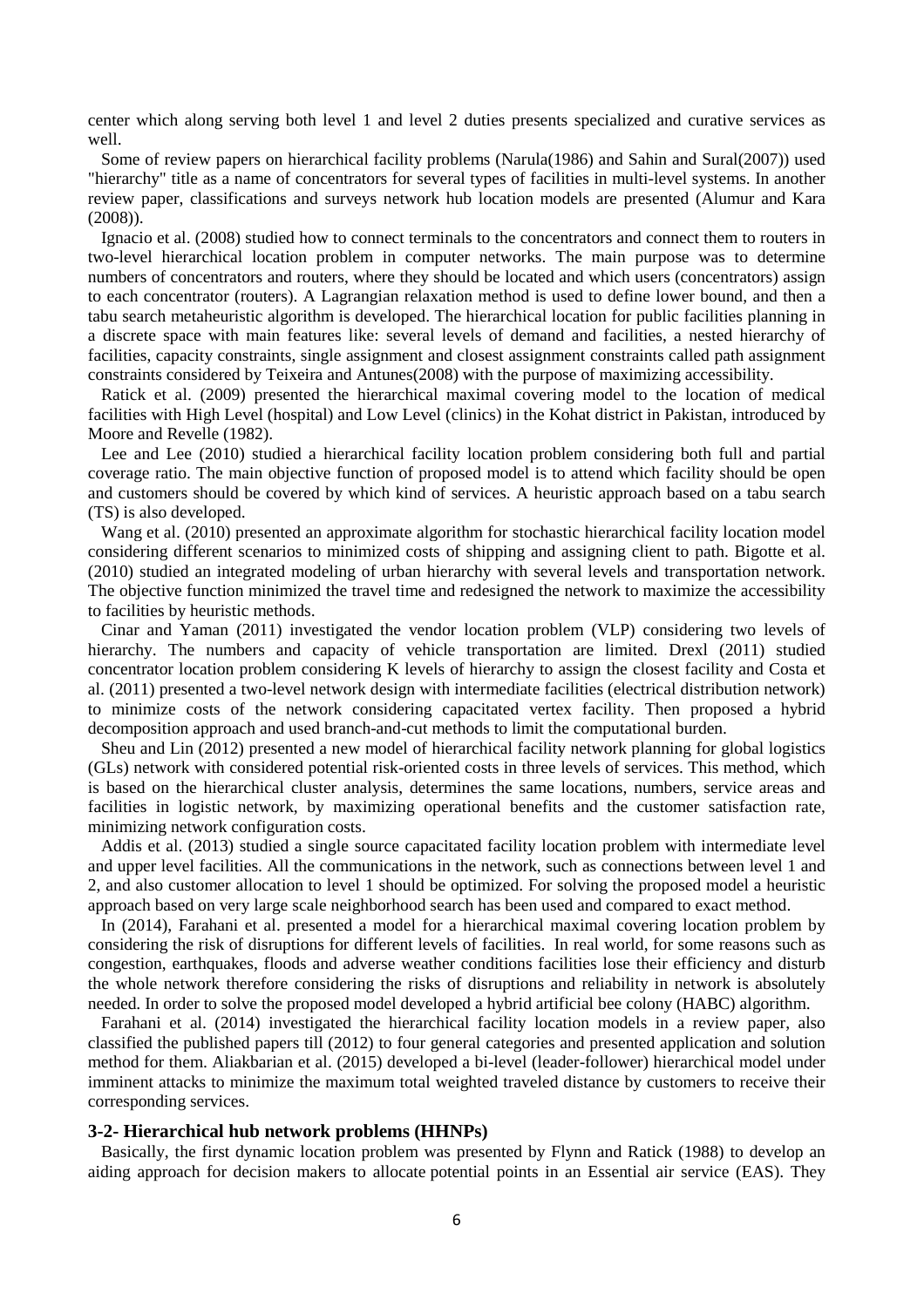center which along serving both level 1 and level 2 duties presents specialized and curative services as well.

Some of review papers on hierarchical facility problems (Narula(1986) and Sahin and Sural(2007)) used "hierarchy" title as a name of concentrators for several types of facilities in multi-level systems. In another review paper, classifications and surveys network hub location models are presented (Alumur and Kara (2008)).

Ignacio et al. (2008) studied how to connect terminals to the concentrators and connect them to routers in two-level hierarchical location problem in computer networks. The main purpose was to determine numbers of concentrators and routers, where they should be located and which users (concentrators) assign to each concentrator (routers). A Lagrangian relaxation method is used to define lower bound, and then a tabu search metaheuristic algorithm is developed. The hierarchical location for public facilities planning in a discrete space with main features like: several levels of demand and facilities, a nested hierarchy of facilities, capacity constraints, single assignment and closest assignment constraints called path assignment constraints considered by Teixeira and Antunes(2008) with the purpose of maximizing accessibility.

Ratick et al. (2009) presented the hierarchical maximal covering model to the location of medical facilities with High Level (hospital) and Low Level (clinics) in the Kohat district in Pakistan, introduced by Moore and Revelle (1982).

Lee and Lee (2010) studied a hierarchical facility location problem considering both full and partial coverage ratio. The main objective function of proposed model is to attend which facility should be open and customers should be covered by which kind of services. A heuristic approach based on a tabu search (TS) is also developed.

Wang et al. (2010) presented an approximate algorithm for stochastic hierarchical facility location model considering different scenarios to minimized costs of shipping and assigning client to path. Bigotte et al. (2010) studied an integrated modeling of urban hierarchy with several levels and transportation network. The objective function minimized the travel time and redesigned the network to maximize the accessibility to facilities by heuristic methods.

Cinar and Yaman (2011) investigated the vendor location problem (VLP) considering two levels of hierarchy. The numbers and capacity of vehicle transportation are limited. Drexl (2011) studied concentrator location problem considering K levels of hierarchy to assign the closest facility and Costa et al. (2011) presented a two-level network design with intermediate facilities (electrical distribution network) to minimize costs of the network considering capacitated vertex facility. Then proposed a hybrid decomposition approach and used branch-and-cut methods to limit the computational burden.

Sheu and Lin (2012) presented a new model of hierarchical facility network planning for global logistics (GLs) network with considered potential risk-oriented costs in three levels of services. This method, which is based on the hierarchical cluster analysis, determines the same locations, numbers, service areas and facilities in logistic network, by maximizing operational benefits and the customer satisfaction rate, minimizing network configuration costs.

Addis et al. (2013) studied a single source capacitated facility location problem with intermediate level and upper level facilities. All the communications in the network, such as connections between level 1 and 2, and also customer allocation to level 1 should be optimized. For solving the proposed model a heuristic approach based on very large scale neighborhood search has been used and compared to exact method.

In (2014), Farahani et al. presented a model for a hierarchical maximal covering location problem by considering the risk of disruptions for different levels of facilities. In real world, for some reasons such as congestion, earthquakes, floods and adverse weather conditions facilities lose their efficiency and disturb the whole network therefore considering the risks of disruptions and reliability in network is absolutely needed. In order to solve the proposed model developed a hybrid artificial bee colony (HABC) algorithm.

Farahani et al. (2014) investigated the hierarchical facility location models in a review paper, also classified the published papers till (2012) to four general categories and presented application and solution method for them. Aliakbarian et al. (2015) developed a bi-level (leader-follower) hierarchical model under imminent attacks to minimize the maximum total weighted traveled distance by customers to receive their corresponding services.

### 3-2- Hierarchical hub network problems (HHNPs)

Basically, the first dynamic location problem was presented by Flynn and Ratick (1988) to develop an aiding approach for decision makers to allocate potential points in an Essential air service (EAS). They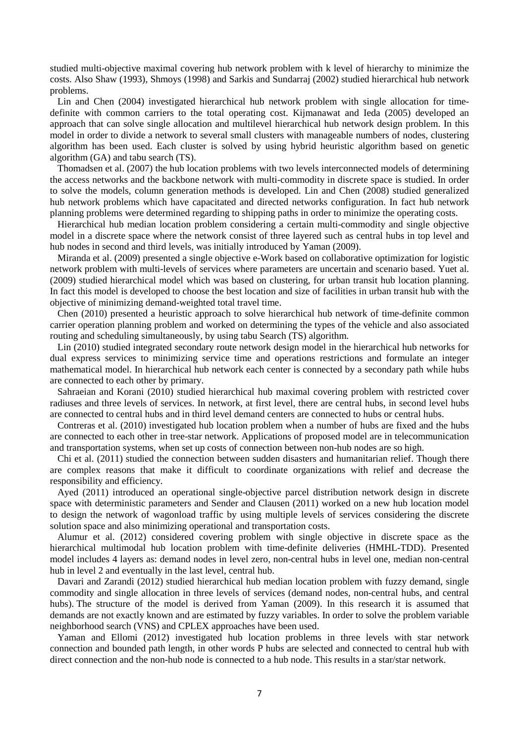studied multi-objective maximal covering hub network problem with k level of hierarchy to minimize the costs. Also Shaw (1993), Shmoys (1998) and Sarkis and Sundarraj (2002) studied hierarchical hub network problems.

Lin and Chen (2004) investigated hierarchical hub network problem with single allocation for time-definite with common carriers to the total operating cost. Kijmanawat and Ieda (2005) developed an approach that can solve single allocation and multilevel hierarchical hub network design problem. In this model in order to divide a network to several small clusters with manageable numbers of nodes, clustering algorithm has been used. Each cluster is solved by using hybrid heuristic algorithm based on genetic algorithm (GA) and tabu search (TS).

Thomadsen et al. (2007) the hub location problems with two levels interconnected models of determining the access networks and the backbone network with multi-commodity in discrete space is studied. In order to solve the models, column generation methods is developed. Lin and Chen (2008) studied generalized hub network problems which have capacitated and directed networks configuration. In fact hub network planning problems were determined regarding to shipping paths in order to minimize the operating costs.

Hierarchical hub median location problem considering a certain multi-commodity and single objective model in a discrete space where the network consist of three layered such as central hubs in top level and hub nodes in second and third levels, was initially introduced by Yaman (2009).

Miranda et al. (2009) presented a single objective e-Work based on collaborative optimization for logistic network problem with multi-levels of services where parameters are uncertain and scenario based. Yuet al. (2009) studied hierarchical model which was based on clustering, for urban transit hub location planning. In fact this model is developed to choose the best location and size of facilities in urban transit hub with the objective of minimizing demand-weighted total travel time.

Chen (2010) presented a heuristic approach to solve hierarchical hub network of time-definite common carrier operation planning problem and worked on determining the types of the vehicle and also associated routing and scheduling simultaneously, by using tabu Search (TS) algorithm.

Lin (2010) studied integrated secondary route network design model in the hierarchical hub networks for dual express services to minimizing service time and operations restrictions and formulate an integer mathematical model. In hierarchical hub network each center is connected by a secondary path while hubs are connected to each other by primary.

Sahraeian and Korani (2010) studied hierarchical hub maximal covering problem with restricted cover radiuses and three levels of services. In network, at first level, there are central hubs, in second level hubs are connected to central hubs and in third level demand centers are connected to hubs or central hubs.

Contreras et al. (2010) investigated hub location problem when a number of hubs are fixed and the hubs are connected to each other in tree-star network. Applications of proposed model are in telecommunication and transportation systems, when set up costs of connection between non-hub nodes are so high.

Chi et al. (2011) studied the connection between sudden disasters and humanitarian relief. Though there are complex reasons that make it difficult to coordinate organizations with relief and decrease the responsibility and efficiency.

Ayed (2011) introduced an operational single-objective parcel distribution network design in discrete space with deterministic parameters and Sender and Clausen (2011) worked on a new hub location model to design the network of wagonload traffic by using multiple levels of services considering the discrete solution space and also minimizing operational and transportation costs.

Alumur et al. (2012) considered covering problem with single objective in discrete space as the hierarchical multimodal hub location problem with time-definite deliveries (HMHL-TDD). Presented model includes 4 layers as: demand nodes in level zero, non-central hubs in level one, median non-central hub in level 2 and eventually in the last level, central hub.

Davari and Zarandi (2012) studied hierarchical hub median location problem with fuzzy demand, single commodity and single allocation in three levels of services (demand nodes, non-central hubs, and central hubs). The structure of the model is derived from Yaman (2009). In this research it is assumed that demands are not exactly known and are estimated by fuzzy variables. In order to solve the problem variable neighborhood search (VNS) and CPLEX approaches have been used.

Yaman and Ellomi (2012) investigated hub location problems in three levels with star network connection and bounded path length, in other words P hubs are selected and connected to central hub with direct connection and the non-hub node is connected to a hub node. This results in a star/star network.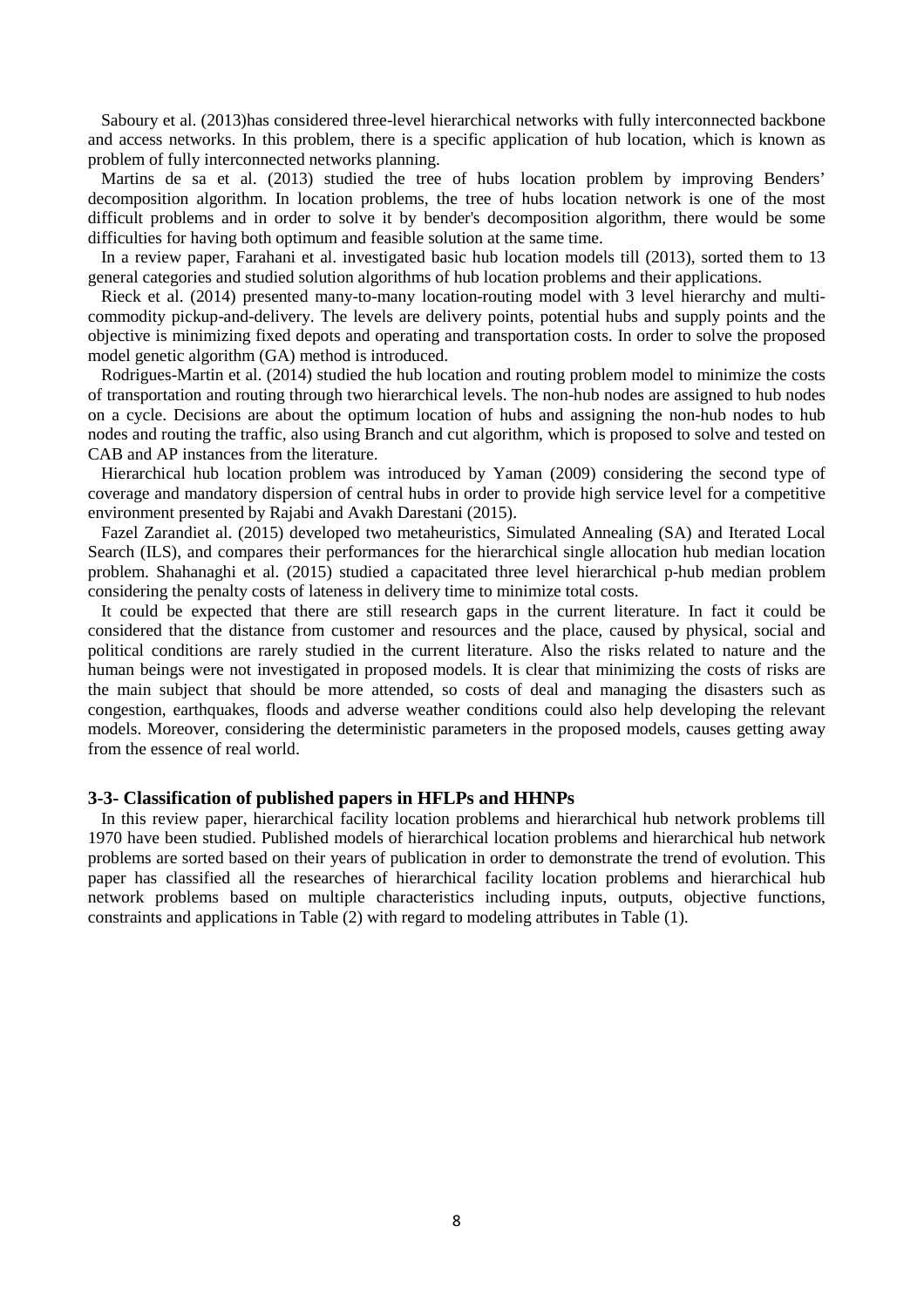Saboury et al. (2013)has considered three-level hierarchical networks with fully interconnected backbone and access networks. In this problem, there is a specific application of hub location, which is known as problem of fully interconnected networks planning.

Martins de sa et al. (2013) studied the tree of hubs location problem by improving Benders' decomposition algorithm. In location problems, the tree of hubs location network is one of the most difficult problems and in order to solve it by bender's decomposition algorithm, there would be some difficulties for having both optimum and feasible solution at the same time.

In a review paper, Farahani et al. investigated basic hub location models till (2013), sorted them to 13 general categories and studied solution algorithms of hub location problems and their applications.

Rieck et al. (2014) presented many-to-many location-routing model with 3 level hierarchy and multi-commodity pickup-and-delivery. The levels are delivery points, potential hubs and supply points and the objective is minimizing fixed depots and operating and transportation costs. In order to solve the proposed model genetic algorithm (GA) method is introduced.

Rodrigues-Martin et al. (2014) studied the hub location and routing problem model to minimize the costs of transportation and routing through two hierarchical levels. The non-hub nodes are assigned to hub nodes on a cycle. Decisions are about the optimum location of hubs and assigning the non-hub nodes to hub nodes and routing the traffic, also using Branch and cut algorithm, which is proposed to solve and tested on CAB and AP instances from the literature.

Hierarchical hub location problem was introduced by Yaman (2009) considering the second type of coverage and mandatory dispersion of central hubs in order to provide high service level for a competitive environment presented by Rajabi and Avakh Darestani (2015).

Fazel Zarandiet al. (2015) developed two metaheuristics, Simulated Annealing (SA) and Iterated Local Search (ILS), and compares their performances for the hierarchical single allocation hub median location problem. Shahanaghi et al. (2015) studied a capacitated three level hierarchical p-hub median problem considering the penalty costs of lateness in delivery time to minimize total costs.

It could be expected that there are still research gaps in the current literature. In fact it could be considered that the distance from customer and resources and the place, caused by physical, social and political conditions are rarely studied in the current literature. Also the risks related to nature and the human beings were not investigated in proposed models. It is clear that minimizing the costs of risks are the main subject that should be more attended, so costs of deal and managing the disasters such as congestion, earthquakes, floods and adverse weather conditions could also help developing the relevant models. Moreover, considering the deterministic parameters in the proposed models, causes getting away from the essence of real world.

### 3-3- Classification of published papers in HFLPs and HHNPs

In this review paper, hierarchical facility location problems and hierarchical hub network problems till 1970 have been studied. Published models of hierarchical location problems and hierarchical hub network problems are sorted based on their years of publication in order to demonstrate the trend of evolution. This paper has classified all the researches of hierarchical facility location problems and hierarchical hub network problems based on multiple characteristics including inputs, outputs, objective functions, constraints and applications in Table (2) with regard to modeling attributes in Table (1).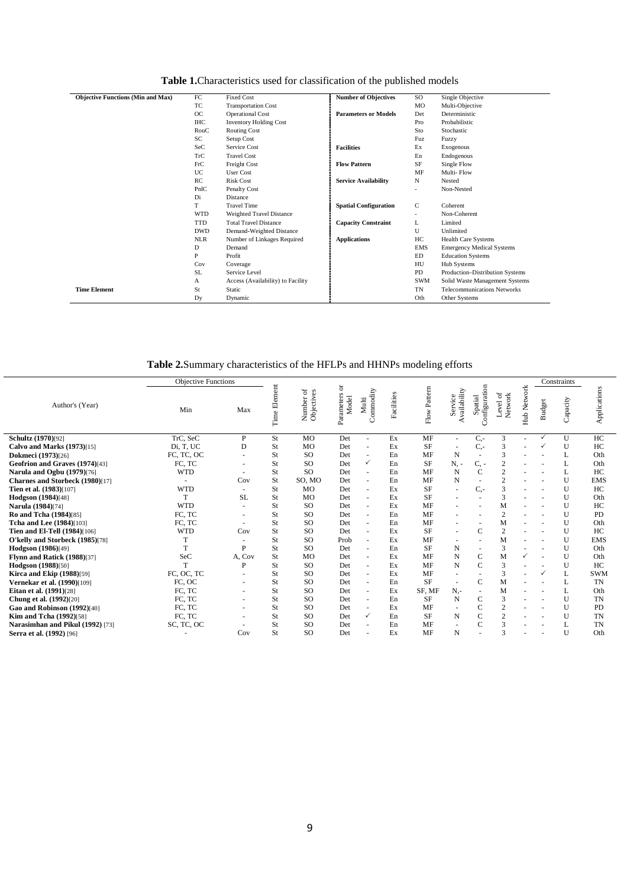**Table 1.** Characteristics used for classification of the published models

| Objective Functions (Min and Max) | | | Number of Objectives | | |
|---|---|---|---|---|---|
| | FC | Fixed Cost | | SO | Single Objective |
| | TC | Transportation Cost | | MO | Multi-Objective |
| | OC | Operational Cost | Parameters or Models | Det | Deterministic |
| | IHC | Inventory Holding Cost | | Pro | Probabilistic |
| | RouC | Routing Cost | | Sto | Stochastic |
| | SC | Setup Cost | | Fuz | Fuzzy |
| | SeC | Service Cost | Facilities | Ex | Exogenous |
| | TrC | Travel Cost | | En | Endogenous |
| | FrC | Freight Cost | Flow Pattern | SF | Single Flow |
| | UC | User Cost | | MF | Multi- Flow |
| | RC | Risk Cost | Service Availability | N | Nested |
| | PnlC | Penalty Cost | | - | Non-Nested |
| | Di | Distance | | | |
| | T | Travel Time | Spatial Configuration | C | Coherent |
| | WTD | Weighted Travel Distance | | - | Non-Coherent |
| | TTD | Total Travel Distance | Capacity Constraint | L | Limited |
| | DWD | Demand-Weighted Distance | | U | Unlimited |
| | NLR | Number of Linkages Required | Applications | HC | Health Care Systems |
| | D | Demand | | EMS | Emergency Medical Systems |
| | P | Profit | | ED | Education Systems |
| | Cov | Coverage | | HU | Hub Systems |
| | SL | Service Level | | PD | Production–Distribution Systems |
| | A | Access (Availability) to Facility | | SWM | Solid Waste Management Systems |
| Time Element | St | Static | | TN | Telecommunications Networks |
| | Dy | Dynamic | | Oth | Other Systems |

**Table 2.** Summary characteristics of the HFLPs and HHNPs modeling efforts

| Author's (Year) | Objective Functions | | Time Element | Number of Objectives | Parameters or Model | Multi Commodity | Facilities | Flow Pattern | Service Availability | Spatial Configuration | Level of Network | Hub Network | Constraints | | Applications |
|---|---|---|---|---|---|---|---|---|---|---|---|---|---|---|---|
| | Min | Max | | | | | | | | | | | Budget | Capacity | |
| **Schultz (1970)**[92] | TrC, SeC | P | St | MO | Det | - | Ex | MF | - | C,- | 3 | - | ✓ | U | HC |
| **Calvo and Marks (1973)**[15] | Di, T, UC | D | St | MO | Det | - | Ex | SF | - | C,- | 3 | - | ✓ | U | HC |
| **Dokmeci (1973)**[26] | FC, TC, OC | - | St | SO | Det | - | En | MF | N | - | 3 | - | - | L | Oth |
| **Geofrion and Graves (1974)**[43] | FC, TC | - | St | SO | Det | ✓ | En | SF | N, - | C, - | 2 | - | - | L | Oth |
| **Narula and Ogbu (1979)**[76] | WTD | - | St | SO | Det | - | En | MF | N | C | 2 | - | - | L | HC |
| **Charnes and Storbeck (1980)**[17] | - | Cov | St | SO, MO | Det | - | En | MF | N | - | 2 | - | - | U | EMS |
| **Tien et al. (1983)**[107] | WTD | - | St | MO | Det | - | Ex | SF | - | C,- | 3 | - | - | U | HC |
| **Hodgson (1984)**[48] | T | SL | St | MO | Det | - | Ex | SF | - | - | 3 | - | - | U | Oth |
| **Narula (1984)**[74] | WTD | - | St | SO | Det | - | Ex | MF | - | - | M | - | - | U | HC |
| **Ro and Tcha (1984)**[85] | FC, TC | - | St | SO | Det | - | En | MF | - | - | 2 | - | - | U | PD |
| **Tcha and Lee (1984)**[103] | FC, TC | - | St | SO | Det | - | En | MF | - | - | M | - | - | U | Oth |
| **Tien and El-Tell (1984)**[106] | WTD | Cov | St | SO | Det | - | Ex | SF | - | C | 2 | - | - | U | HC |
| **O'kelly and Storbeck (1985)**[78] | T | - | St | SO | Prob | - | Ex | MF | - | - | M | - | - | U | EMS |
| **Hodgson (1986)**[49] | T | P | St | SO | Det | - | En | SF | N | - | 3 | - | - | U | Oth |
| **Flynn and Ratick (1988)**[37] | SeC | A, Cov | St | MO | Det | - | Ex | MF | N | C | M | ✓ | - | U | Oth |
| **Hodgson (1988)**[50] | T | P | St | SO | Det | - | Ex | MF | N | C | 3 | - | - | U | HC |
| **Kirca and Ekip (1988)**[59] | FC, OC, TC | - | St | SO | Det | - | Ex | MF | - | - | 3 | - | ✓ | L | SWM |
| **Vernekar et al. (1990)**[109] | FC, OC | - | St | SO | Det | - | En | SF | - | C | M | - | - | L | TN |
| **Eitan et al. (1991)**[28] | FC, TC | - | St | SO | Det | - | Ex | SF, MF | N,- | - | M | - | - | L | Oth |
| **Chung et al. (1992)**[20] | FC, TC | - | St | SO | Det | - | En | SF | N | C | 3 | - | - | U | TN |
| **Gao and Robinson (1992)**[40] | FC, TC | - | St | SO | Det | - | Ex | MF | - | C | 2 | - | - | U | PD |
| **Kim and Tcha (1992)**[58] | FC, TC | - | St | SO | Det | ✓ | En | SF | N | C | 2 | - | - | U | TN |
| **Narasimhan and Pikul (1992)** [73] | SC, TC, OC | - | St | SO | Det | - | En | MF | - | C | 3 | - | - | L | TN |
| **Serra et al. (1992)** [96] | - | Cov | St | SO | Det | - | Ex | MF | N | - | 3 | - | - | U | Oth |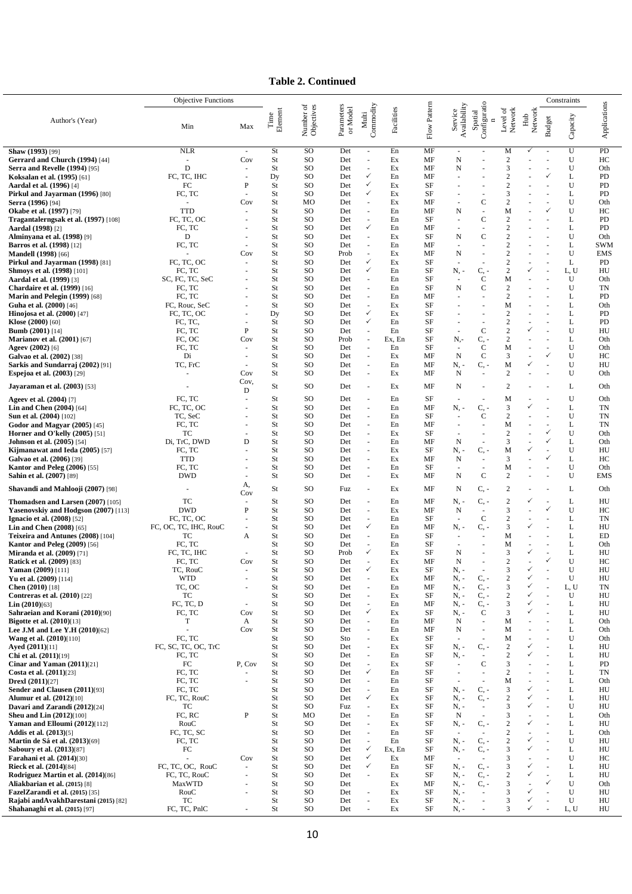**Table 2. Continued**

| Author's (Year) | Objective Functions: Min | Objective Functions: Max | Time Element | Number of Objectives | Parameters or Model | Multi Commodity | Facilities | Flow Pattern | Service Availability | Spatial Configuration | Level of Network | Hub Network | Constraints: Budget | Constraints: Capacity | Applications |
|---|---|---|---|---|---|---|---|---|---|---|---|---|---|---|---|
| **Shaw (1993)** [99] | NLR | - | St | SO | Det | - | En | MF | - | - | M | ✓ | - | U | PD |
| **Gerrard and Church (1994)** [44] | - | Cov | St | SO | Det | - | Ex | MF | N | - | 2 | - | - | U | HC |
| **Serra and Revelle (1994)** [95] | D | - | St | SO | Det | - | Ex | MF | N | - | 3 | - | - | U | Oth |
| **Koksalan et al. (1995)** [61] | FC, TC, IHC | - | Dy | SO | Det | ✓ | En | MF | - | - | 2 | - | ✓ | L | PD |
| **Aardal et al. (1996)** [4] | FC | P | St | SO | Det | ✓ | Ex | SF | - | - | 2 | - | - | U | PD |
| **Pirkul and Jayarman (1996)** [80] | FC, TC | - | St | SO | Det | ✓ | Ex | SF | - | - | 3 | - | - | L | PD |
| **Serra (1996)** [94] | - | Cov | St | MO | Det | - | Ex | MF | - | C | 2 | - | - | U | Oth |
| **Okabe et al. (1997)** [79] | TTD | - | St | SO | Det | - | En | MF | N | - | M | - | ✓ | U | HC |
| **Tragantalerngsak et al. (1997)** [108] | FC, TC, OC | - | St | SO | Det | - | En | SF | - | C | 2 | - | - | L | PD |
| **Aardal (1998)** [2] | FC, TC | - | St | SO | Det | ✓ | En | MF | - | - | 2 | - | - | L | PD |
| **Alminyana et al. (1998)** [9] | D | - | St | SO | Det | - | Ex | SF | N | C | 2 | - | - | U | Oth |
| **Barros et al. (1998)** [12] | FC, TC | - | St | SO | Det | - | En | MF | - | - | 2 | - | - | L | SWM |
| **Mandell (1998)** [66] | - | Cov | St | SO | Prob | - | Ex | MF | N | - | 2 | - | - | U | EMS |
| **Pirkul and Jayarman (1998)** [81] | FC, TC, OC | - | St | SO | Det | ✓ | Ex | SF | - | - | 2 | - | - | L | PD |
| **Shmoys et al. (1998)** [101] | FC, TC | - | St | SO | Det | ✓ | En | SF | N, - | C, - | 2 | ✓ | - | L, U | HU |
| **Aardal et al. (1999)** [3] | SC, FC, TC, SeC | - | St | SO | Det | - | En | SF | - | C | M | - | - | U | Oth |
| **Chardaire et al. (1999)** [16] | FC, TC | - | St | SO | Det | - | En | SF | N | C | 2 | - | - | U | TN |
| **Marin and Pelegin (1999)** [68] | FC, TC | - | St | SO | Det | - | En | MF | - | - | 2 | - | - | L | PD |
| **Guha et al. (2000)** [46] | FC, Rouc, SeC | - | St | SO | Det | - | Ex | SF | - | - | M | - | - | L | Oth |
| **Hinojosa et al. (2000)** [47] | FC, TC, OC | - | Dy | SO | Det | ✓ | Ex | SF | - | - | 2 | - | - | L | PD |
| **Klose (2000)** [60] | FC, TC, | - | St | SO | Det | ✓ | En | SF | - | - | 2 | - | - | L | PD |
| **Bumb (2001)** [14] | FC, TC | P | St | SO | Det | - | En | SF | - | C | 2 | ✓ | - | U | HU |
| **Marianov et al. (2001)** [67] | FC, OC | Cov | St | SO | Prob | - | Ex, En | SF | N,- | C, - | 2 | - | - | L | Oth |
| **Ageev (2002)** [6] | FC, TC | - | St | SO | Det | - | En | SF | - | C | M | - | - | U | Oth |
| **Galvao et al. (2002)** [38] | Di | - | St | SO | Det | - | Ex | MF | N | C | 3 | - | ✓ | U | HC |
| **Sarkis and Sundarraj (2002)** [91] | TC, FrC | - | St | SO | Det | - | En | MF | N, - | C, - | M | ✓ | - | U | HU |
| **Espejoa et al. (2003)** [29] | - | Cov | St | SO | Det | - | Ex | MF | N | - | 2 | - | - | U | Oth |
| **Jayaraman et al. (2003)** [53] | - | Cov, D | St | SO | Det | - | Ex | MF | N | - | 2 | - | - | L | Oth |
| **Ageev et al. (2004)** [7] | FC, TC | - | St | SO | Det | - | En | SF | - | - | M | - | - | U | Oth |
| **Lin and Chen (2004)** [64] | FC, TC, OC | - | St | SO | Det | - | En | MF | N, - | C, - | 3 | ✓ | - | L | TN |
| **Sun et al. (2004)** [102] | TC, SeC | - | St | SO | Det | - | En | SF | - | C | 2 | - | - | U | TN |
| **Godor and Magyar (2005)** [45] | FC, TC | - | St | SO | Det | - | En | MF | - | - | M | - | - | L | TN |
| **Horner and O'kelly (2005)** [51] | TC | - | St | SO | Det | - | Ex | SF | - | - | 2 | - | ✓ | U | Oth |
| **Johnson et al. (2005)** [54] | Di, TrC, DWD | D | St | SO | Det | - | En | MF | N | - | 3 | - | ✓ | L | Oth |
| **Kijmanawat and Ieda (2005)** [57] | FC, TC | - | St | SO | Det | - | Ex | SF | N, - | C, - | M | ✓ | - | U | HU |
| **Galvao et al. (2006)** [39] | TTD | - | St | SO | Det | - | Ex | MF | N | - | 3 | - | ✓ | L | HC |
| **Kantor and Peleg (2006)** [55] | FC, TC | - | St | SO | Det | - | En | SF | - | - | M | - | - | U | Oth |
| **Sahin et al. (2007)** [89] | DWD | - | St | SO | Det | - | Ex | MF | N | C | 2 | - | - | U | EMS |
| **Shavandi and Mahlooji (2007)** [98] | - | A, Cov | St | SO | Fuz | - | Ex | MF | N | C, - | 2 | - | - | L | Oth |
| **Thomadsen and Larsen (2007)** [105] | TC | - | St | SO | Det | - | En | MF | N, - | C, - | 2 | ✓ | - | L | HU |
| **Yasenovskiy and Hodgson (2007)** [113] | DWD | P | St | SO | Det | - | Ex | MF | N | - | 3 | - | ✓ | U | HC |
| **Ignacio et al. (2008)** [52] | FC, TC, OC | - | St | SO | Det | - | En | SF | - | C | 2 | - | - | L | TN |
| **Lin and Chen (2008)** [65] | FC, OC, TC, IHC, RouC | - | St | SO | Det | ✓ | En | MF | N, - | C, - | 3 | ✓ | - | L | HU |
| **Teixeira and Antunes (2008)** [104] | TC | A | St | SO | Det | - | En | SF | - | - | M | - | - | L | ED |
| **Kantor and Peleg (2009)** [56] | FC, TC | | St | SO | Det | - | En | SF | - | - | M | - | - | L | Oth |
| **Miranda et al. (2009)** [71] | FC, TC, IHC | - | St | SO | Prob | ✓ | Ex | SF | N | - | 3 | ✓ | - | L | HU |
| **Ratick et al. (2009)** [83] | FC, TC | Cov | St | SO | Det | - | Ex | MF | N | - | 2 | - | ✓ | U | HC |
| **Yaman (2009)** [111] | TC, RouC | - | St | SO | Det | ✓ | Ex | SF | N, - | - | 3 | ✓ | - | U | HU |
| **Yu et al. (2009)** [114] | WTD | - | St | SO | Det | - | Ex | MF | N, - | C, - | 2 | ✓ | - | U | HU |
| **Chen (2010)** [18] | TC, OC | - | St | SO | Det | - | En | MF | N, - | C, - | 3 | ✓ | - | L, U | TN |
| **Contreras et al. (2010)** [22] | TC | | St | SO | Det | - | Ex | SF | N, - | C, - | 2 | ✓ | - | U | HU |
| **Lin (2010)**[63] | FC, TC, D | - | St | SO | Det | - | En | MF | N, - | C, - | 3 | ✓ | - | L | HU |
| **Sahraeian and Korani (2010)**[90] | FC, TC | Cov | St | SO | Det | ✓ | Ex | SF | N, - | C | 3 | ✓ | - | L | HU |
| **Bigotte et al. (2010)**[13] | T | A | St | SO | Det | - | En | MF | N | - | M | - | - | L | Oth |
| **Lee J.M and Lee Y.H (2010)**[62] | - | Cov | St | SO | Det | - | En | MF | N | - | M | - | - | L | Oth |
| **Wang et al. (2010)**[110] | FC, TC | | St | SO | Sto | - | Ex | SF | - | - | M | - | - | U | Oth |
| **Ayed (2011)**[11] | FC, SC, TC, OC, TrC | | St | SO | Det | - | Ex | SF | N, - | C, - | 2 | ✓ | - | L | HU |
| **Chi et al. (2011)**[19] | FC, TC | | St | SO | Det | - | En | SF | N, - | - | 2 | ✓ | - | L | HU |
| **Cinar and Yaman (2011)**[21] | FC | P, Cov | St | SO | Det | - | Ex | SF | - | C | 3 | - | - | L | PD |
| **Costa et al. (2011)**[23] | FC, TC | - | St | SO | Det | ✓ | En | SF | - | - | 2 | - | - | L | TN |
| **Drexl (2011)**[27] | FC, TC | - | St | SO | Det | - | En | SF | - | - | M | - | - | L | Oth |
| **Sender and Clausen (2011)**[93] | FC, TC | | St | SO | Det | - | En | SF | N, - | C, - | 3 | ✓ | - | L | HU |
| **Alumur et al. (2012)**[10] | FC, TC, RouC | | St | SO | Det | ✓ | Ex | SF | N, - | C, - | 2 | ✓ | - | L | HU |
| **Davari and Zarandi (2012)**[24] | TC | | St | SO | Fuz | - | Ex | SF | N, - | - | 3 | ✓ | - | U | HU |
| **Sheu and Lin (2012)**[100] | FC, RC | P | St | MO | Det | - | En | SF | N | - | 3 | - | - | L | Oth |
| **Yaman and Elloumi (2012)**[112] | RouC | | St | SO | Det | - | Ex | SF | N, - | C, - | 2 | ✓ | - | L | HU |
| **Addis et al. (2013)**[5] | FC, TC, SC | | St | SO | Det | - | En | SF | - | - | 2 | - | - | L | Oth |
| **Martin de Sá et al. (2013)**[69] | FC, TC | | St | SO | Det | - | En | SF | N, - | C, - | 2 | ✓ | - | U | HU |
| **Saboury et al. (2013)**[87] | FC | | St | SO | Det | ✓ | Ex, En | SF | N, - | C, - | 3 | ✓ | - | L | HU |
| **Farahani et al. (2014)**[30] | - | Cov | St | SO | Det | ✓ | Ex | MF | - | - | 3 | - | - | U | HC |
| **Rieck et al. (2014)**[84] | FC, TC, OC, RouC | - | St | SO | Det | ✓ | En | SF | N, - | C, - | 3 | ✓ | - | L | HU |
| **Rodriguez Martin et al. (2014)**[86] | FC, TC, RouC | - | St | SO | Det | - | Ex | SF | N, - | C, - | 2 | ✓ | - | L | HU |
| **Aliakbarian et al. (2015)** [8] | MaxWTD | - | St | SO | Det | | Ex | MF | N, - | C, - | 3 | - | ✓ | U | Oth |
| **FazelZarandi et al. (2015)** [35] | RouC | - | St | SO | Det | - | Ex | SF | N, - | - | 3 | ✓ | - | U | HU |
| **Rajabi andAvakhDarestani (2015)** [82] | TC | | St | SO | Det | - | Ex | SF | N, - | - | 3 | ✓ | - | U | HU |
| **Shahanaghi et al. (2015)** [97] | FC, TC, PnlC | - | St | SO | Det | - | Ex | SF | N, - | - | 3 | ✓ | - | L, U | HU |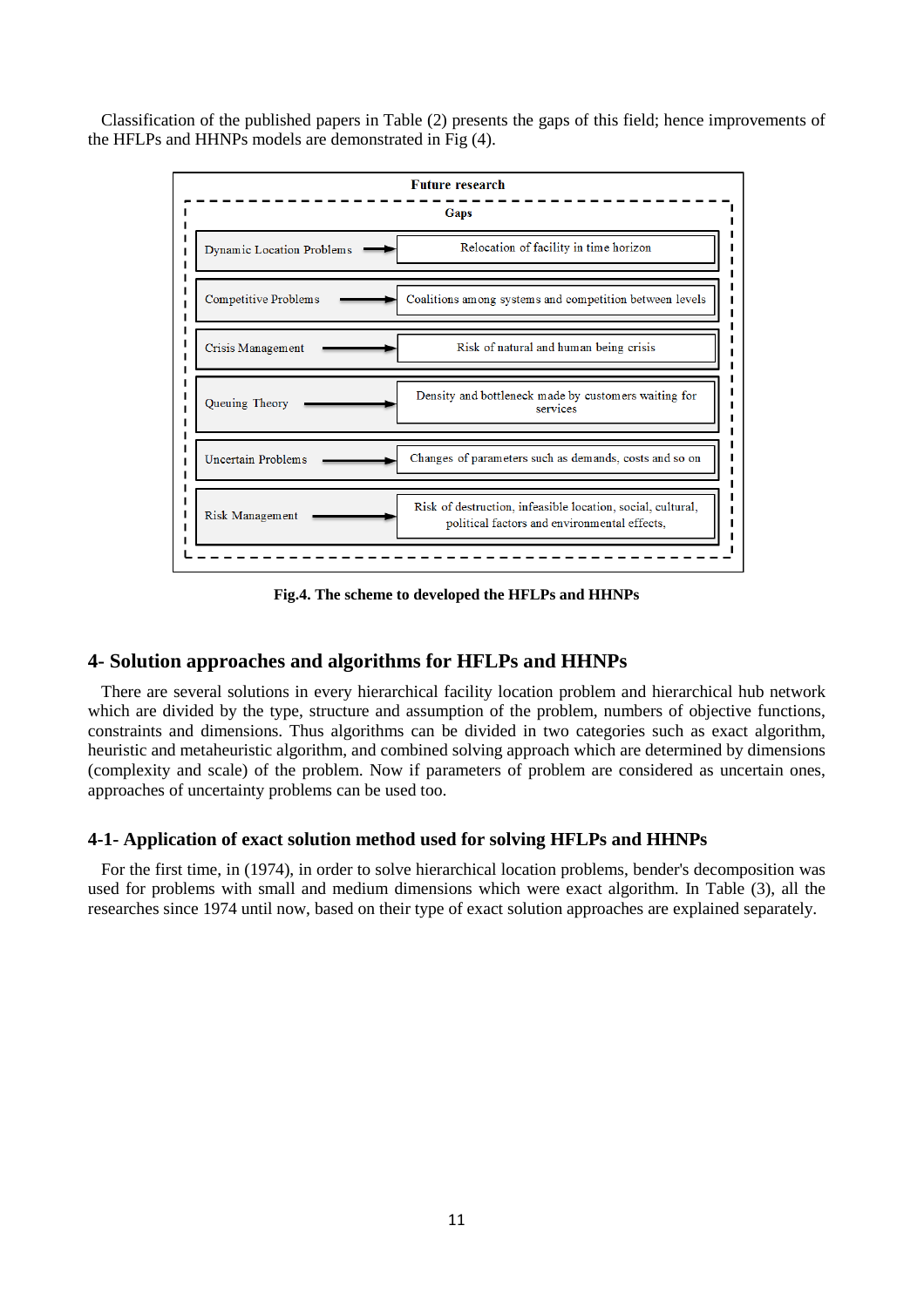Classification of the published papers in Table (2) presents the gaps of this field; hence improvements of the HFLPs and HHNPs models are demonstrated in Fig (4).

**Future research**

**Gaps**

| | |
|---|---|
| Dynamic Location Problems → | Relocation of facility in time horizon |
| Competitive Problems → | Coalitions among systems and competition between levels |
| Crisis Management → | Risk of natural and human being crisis |
| Queuing Theory → | Density and bottleneck made by customers waiting for services |
| Uncertain Problems → | Changes of parameters such as demands, costs and so on |
| Risk Management → | Risk of destruction, infeasible location, social, cultural, political factors and environmental effects, |

**Fig.4. The scheme to developed the HFLPs and HHNPs**

## 4- Solution approaches and algorithms for HFLPs and HHNPs

There are several solutions in every hierarchical facility location problem and hierarchical hub network which are divided by the type, structure and assumption of the problem, numbers of objective functions, constraints and dimensions. Thus algorithms can be divided in two categories such as exact algorithm, heuristic and metaheuristic algorithm, and combined solving approach which are determined by dimensions (complexity and scale) of the problem. Now if parameters of problem are considered as uncertain ones, approaches of uncertainty problems can be used too.

### 4-1- Application of exact solution method used for solving HFLPs and HHNPs

For the first time, in (1974), in order to solve hierarchical location problems, bender's decomposition was used for problems with small and medium dimensions which were exact algorithm. In Table (3), all the researches since 1974 until now, based on their type of exact solution approaches are explained separately.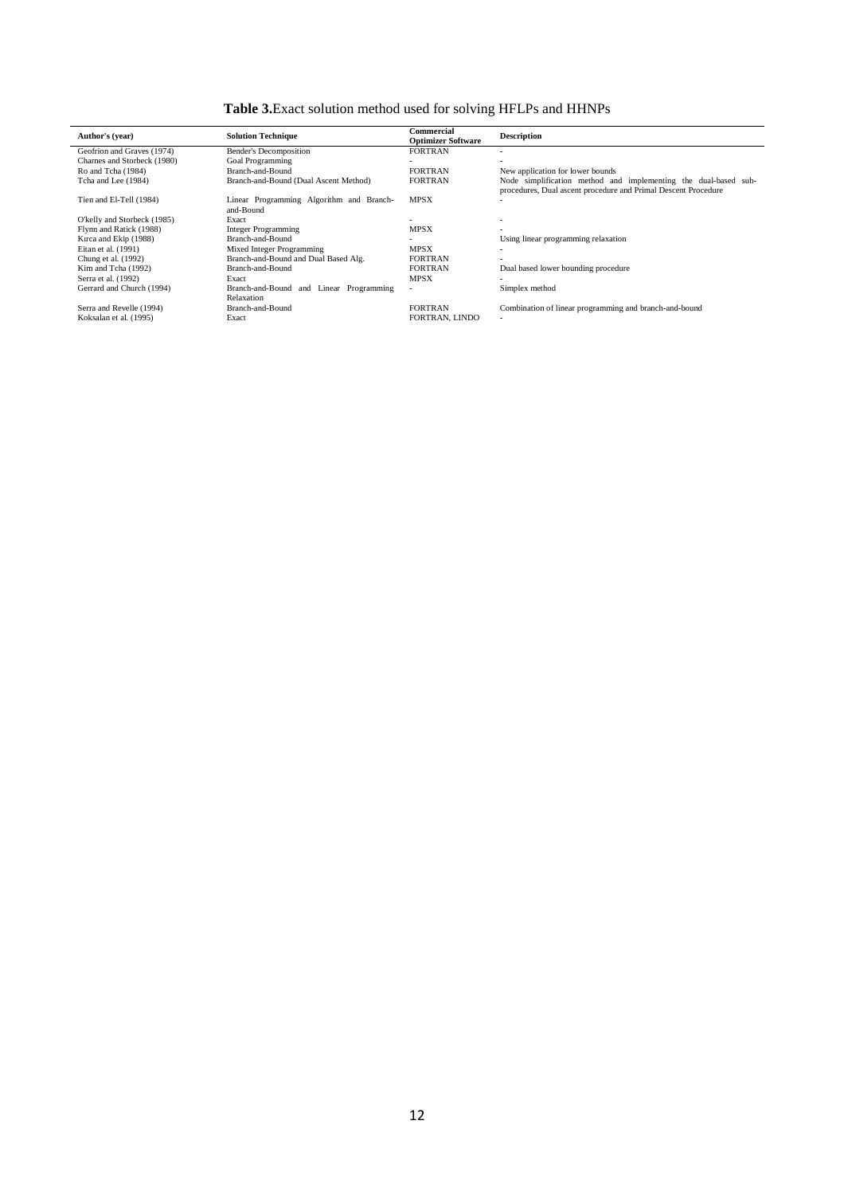**Table 3.** Exact solution method used for solving HFLPs and HHNPs

| Author's (year) | Solution Technique | Commercial Optimizer Software | Description |
|---|---|---|---|
| Geofrion and Graves (1974) | Bender's Decomposition | FORTRAN | - |
| Charnes and Storbeck (1980) | Goal Programming | - | - |
| Ro and Tcha (1984) | Branch-and-Bound | FORTRAN | New application for lower bounds |
| Tcha and Lee (1984) | Branch-and-Bound (Dual Ascent Method) | FORTRAN | Node simplification method and implementing the dual-based sub-procedures, Dual ascent procedure and Primal Descent Procedure |
| Tien and El-Tell (1984) | Linear Programming Algorithm and Branch-and-Bound | MPSX | - |
| O'kelly and Storbeck (1985) | Exact | - | - |
| Flynn and Ratick (1988) | Integer Programming | MPSX | - |
| Kırca and Ekip (1988) | Branch-and-Bound | - | Using linear programming relaxation |
| Eitan et al. (1991) | Mixed Integer Programming | MPSX | - |
| Chung et al. (1992) | Branch-and-Bound and Dual Based Alg. | FORTRAN | - |
| Kim and Tcha (1992) | Branch-and-Bound | FORTRAN | Dual based lower bounding procedure |
| Serra et al. (1992) | Exact | MPSX | - |
| Gerrard and Church (1994) | Branch-and-Bound and Linear Programming Relaxation | - | Simplex method |
| Serra and Revelle (1994) | Branch-and-Bound | FORTRAN | Combination of linear programming and branch-and-bound |
| Koksalan et al. (1995) | Exact | FORTRAN, LINDO | - |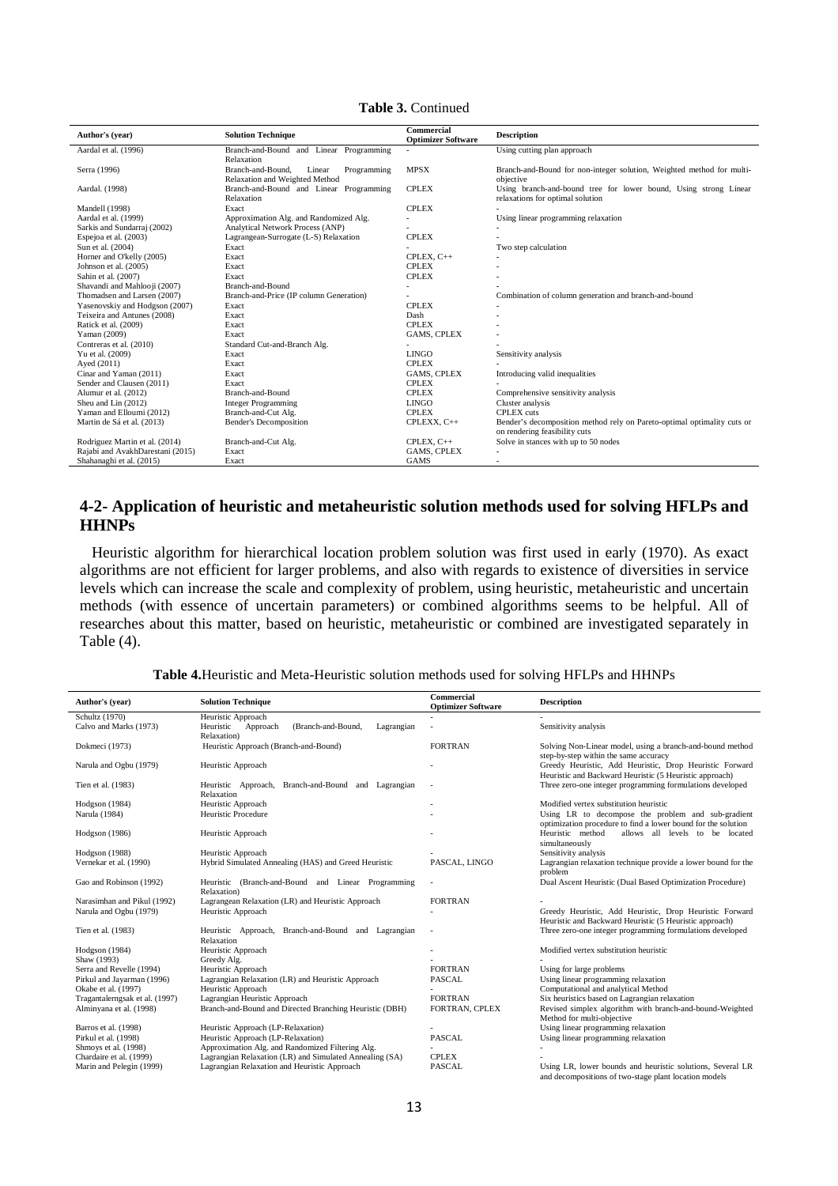**Table 3.** Continued

| Author's (year) | Solution Technique | Commercial Optimizer Software | Description |
|---|---|---|---|
| Aardal et al. (1996) | Branch-and-Bound and Linear Programming Relaxation | - | Using cutting plan approach |
| Serra (1996) | Branch-and-Bound, Linear Programming Relaxation and Weighted Method | MPSX | Branch-and-Bound for non-integer solution, Weighted method for multi-objective |
| Aardal. (1998) | Branch-and-Bound and Linear Programming Relaxation | CPLEX | Using branch-and-bound tree for lower bound, Using strong Linear relaxations for optimal solution |
| Mandell (1998) | Exact | CPLEX | - |
| Aardal et al. (1999) | Approximation Alg. and Randomized Alg. | - | Using linear programming relaxation |
| Sarkis and Sundarraj (2002) | Analytical Network Process (ANP) | - | - |
| Espejoa et al. (2003) | Lagrangean-Surrogate (L-S) Relaxation | CPLEX | - |
| Sun et al. (2004) | Exact | - | Two step calculation |
| Horner and O'kelly (2005) | Exact | CPLEX, C++ | - |
| Johnson et al. (2005) | Exact | CPLEX | - |
| Sahin et al. (2007) | Exact | CPLEX | - |
| Shavandi and Mahlooji (2007) | Branch-and-Bound | - | - |
| Thomadsen and Larsen (2007) | Branch-and-Price (IP column Generation) | - | Combination of column generation and branch-and-bound |
| Yasenovskiy and Hodgson (2007) | Exact | CPLEX | - |
| Teixeira and Antunes (2008) | Exact | Dash | - |
| Ratick et al. (2009) | Exact | CPLEX | - |
| Yaman (2009) | Exact | GAMS, CPLEX | - |
| Contreras et al. (2010) | Standard Cut-and-Branch Alg. | - | - |
| Yu et al. (2009) | Exact | LINGO | Sensitivity analysis |
| Ayed (2011) | Exact | CPLEX | - |
| Cinar and Yaman (2011) | Exact | GAMS, CPLEX | Introducing valid inequalities |
| Sender and Clausen (2011) | Exact | CPLEX | - |
| Alumur et al. (2012) | Branch-and-Bound | CPLEX | Comprehensive sensitivity analysis |
| Sheu and Lin (2012) | Integer Programming | LINGO | Cluster analysis |
| Yaman and Elloumi (2012) | Branch-and-Cut Alg. | CPLEX | CPLEX cuts |
| Martin de Sá et al. (2013) | Bender's Decomposition | CPLEX, C++ | Bender's decomposition method rely on Pareto-optimal optimality cuts or on rendering feasibility cuts |
| Rodriguez Martin et al. (2014) | Branch-and-Cut Alg. | CPLEX, C++ | Solve in stances with up to 50 nodes |
| Rajabi and AvakhDarestani (2015) | Exact | GAMS, CPLEX | - |
| Shahanaghi et al. (2015) | Exact | GAMS | - |

## 4-2- Application of heuristic and metaheuristic solution methods used for solving HFLPs and HHNPs

Heuristic algorithm for hierarchical location problem solution was first used in early (1970). As exact algorithms are not efficient for larger problems, and also with regards to existence of diversities in service levels which can increase the scale and complexity of problem, using heuristic, metaheuristic and uncertain methods (with essence of uncertain parameters) or combined algorithms seems to be helpful. All of researches about this matter, based on heuristic, metaheuristic or combined are investigated separately in Table (4).

**Table 4.** Heuristic and Meta-Heuristic solution methods used for solving HFLPs and HHNPs

| Author's (year) | Solution Technique | Commercial Optimizer Software | Description |
|---|---|---|---|
| Schultz (1970) | Heuristic Approach | - | - |
| Calvo and Marks (1973) | Heuristic Approach (Branch-and-Bound, Lagrangian Relaxation) | - | Sensitivity analysis |
| Dokmeci (1973) | Heuristic Approach (Branch-and-Bound) | FORTRAN | Solving Non-Linear model, using a branch-and-bound method step-by-step within the same accuracy |
| Narula and Ogbu (1979) | Heuristic Approach | - | Greedy Heuristic, Add Heuristic, Drop Heuristic Forward Heuristic and Backward Heuristic (5 Heuristic approach) |
| Tien et al. (1983) | Heuristic Approach, Branch-and-Bound and Lagrangian Relaxation | - | Three zero-one integer programming formulations developed |
| Hodgson (1984) | Heuristic Approach | - | Modified vertex substitution heuristic |
| Narula (1984) | Heuristic Procedure | - | Using LR to decompose the problem and sub-gradient optimization procedure to find a lower bound for the solution |
| Hodgson (1986) | Heuristic Approach | - | Heuristic method allows all levels to be located simultaneously |
| Hodgson (1988) | Heuristic Approach | - | Sensitivity analysis |
| Vernekar et al. (1990) | Hybrid Simulated Annealing (HAS) and Greed Heuristic | PASCAL, LINGO | Lagrangian relaxation technique provide a lower bound for the problem |
| Gao and Robinson (1992) | Heuristic (Branch-and-Bound and Linear Programming Relaxation) | - | Dual Ascent Heuristic (Dual Based Optimization Procedure) |
| Narasimhan and Pikul (1992) | Lagrangean Relaxation (LR) and Heuristic Approach | FORTRAN | - |
| Narula and Ogbu (1979) | Heuristic Approach | - | Greedy Heuristic, Add Heuristic, Drop Heuristic Forward Heuristic and Backward Heuristic (5 Heuristic approach) |
| Tien et al. (1983) | Heuristic Approach, Branch-and-Bound and Lagrangian Relaxation | - | Three zero-one integer programming formulations developed |
| Hodgson (1984) | Heuristic Approach | - | Modified vertex substitution heuristic |
| Shaw (1993) | Greedy Alg. | - | - |
| Serra and Revelle (1994) | Heuristic Approach | FORTRAN | Using for large problems |
| Pirkul and Jayarman (1996) | Lagrangian Relaxation (LR) and Heuristic Approach | PASCAL | Using linear programming relaxation |
| Okabe et al. (1997) | Heuristic Approach | - | Computational and analytical Method |
| Tragantalerngsak et al. (1997) | Lagrangian Heuristic Approach | FORTRAN | Six heuristics based on Lagrangian relaxation |
| Alminyana et al. (1998) | Branch-and-Bound and Directed Branching Heuristic (DBH) | FORTRAN, CPLEX | Revised simplex algorithm with branch-and-bound-Weighted Method for multi-objective |
| Barros et al. (1998) | Heuristic Approach (LP-Relaxation) | - | Using linear programming relaxation |
| Pirkul et al. (1998) | Heuristic Approach (LP-Relaxation) | PASCAL | Using linear programming relaxation |
| Shmoys et al. (1998) | Approximation Alg. and Randomized Filtering Alg. | - | - |
| Chardaire et al. (1999) | Lagrangian Relaxation (LR) and Simulated Annealing (SA) | CPLEX | - |
| Marin and Pelegin (1999) | Lagrangian Relaxation and Heuristic Approach | PASCAL | Using LR, lower bounds and heuristic solutions, Several LR and decompositions of two-stage plant location models |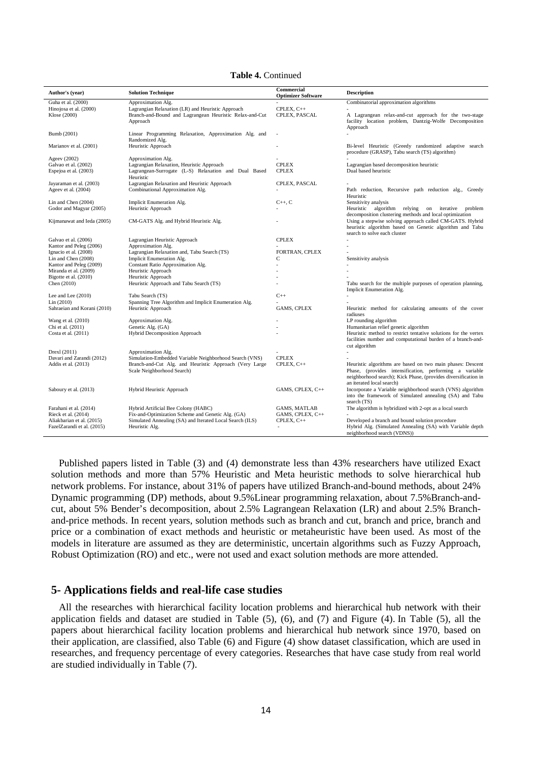**Table 4.** Continued

| Author's (year) | Solution Technique | Commercial Optimizer Software | Description |
|---|---|---|---|
| Guha et al. (2000) | Approximation Alg. | - | Combinatorial approximation algorithms |
| Hinojosa et al. (2000) | Lagrangian Relaxation (LR) and Heuristic Approach | CPLEX, C++ | - |
| Klose (2000) | Branch-and-Bound and Lagrangean Heuristic Relax-and-Cut Approach | CPLEX, PASCAL | A Lagrangean relax-and-cut approach for the two-stage facility location problem, Dantzig-Wolfe Decomposition Approach |
| Bumb (2001) | Linear Programming Relaxation, Approximation Alg. and Randomized Alg. | - | - |
| Marianov et al. (2001) | Heuristic Approach | - | Bi-level Heuristic (Greedy randomized adaptive search procedure (GRASP), Tabu search (TS) algorithm) |
| Ageev (2002) | Approximation Alg. | - | - |
| Galvao et al. (2002) | Lagrangian Relaxation, Heuristic Approach | CPLEX | Lagrangian based decomposition heuristic |
| Espejoa et al. (2003) | Lagrangean-Surrogate (L-S) Relaxation and Dual Based Heuristic | CPLEX | Dual based heuristic |
| Jayaraman et al. (2003) | Lagrangian Relaxation and Heuristic Approach | CPLEX, PASCAL | - |
| Ageev et al. (2004) | Combinational Approximation Alg. | - | Path reduction, Recursive path reduction alg., Greedy Heuristic |
| Lin and Chen (2004) | Implicit Enumeration Alg. | C++, C | Sensitivity analysis |
| Godor and Magyar (2005) | Heuristic Approach | - | Heuristic algorithm relying on iterative problem decomposition clustering methods and local optimization |
| Kijmanawat and Ieda (2005) | CM-GATS Alg. and Hybrid Heuristic Alg. | - | Using a stepwise solving approach called CM-GATS. Hybrid heuristic algorithm based on Genetic algorithm and Tabu search to solve each cluster |
| Galvao et al. (2006) | Lagrangian Heuristic Approach | CPLEX | - |
| Kantor and Peleg (2006) | Approximation Alg. | - | - |
| Ignacio et al. (2008) | Lagrangian Relaxation and, Tabu Search (TS) | FORTRAN, CPLEX | - |
| Lin and Chen (2008) | Implicit Enumeration Alg. | C | Sensitivity analysis |
| Kantor and Peleg (2009) | Constant Ratio Approximation Alg. | - | - |
| Miranda et al. (2009) | Heuristic Approach | - | - |
| Bigotte et al. (2010) | Heuristic Approach | - | - |
| Chen (2010) | Heuristic Approach and Tabu Search (TS) | - | Tabu search for the multiple purposes of operation planning, Implicit Enumeration Alg. |
| Lee and Lee (2010) | Tabu Search (TS) | C++ | - |
| Lin (2010) | Spanning Tree Algorithm and Implicit Enumeration Alg. | - | - |
| Sahraeian and Korani (2010) | Heuristic Approach | GAMS, CPLEX | Heuristic method for calculating amounts of the cover radiuses |
| Wang et al. (2010) | Approximation Alg. | - | LP rounding algorithm |
| Chi et al. (2011) | Genetic Alg. (GA) | - | Humanitarian relief genetic algorithm |
| Costa et al. (2011) | Hybrid Decomposition Approach | - | Heuristic method to restrict tentative solutions for the vertex facilities number and computational burden of a branch-and-cut algorithm |
| Drexl (2011) | Approximation Alg. | - | - |
| Davari and Zarandi (2012) | Simulation-Embedded Variable Neighborhood Search (VNS) | CPLEX | - |
| Addis et al. (2013) | Branch-and-Cut Alg. and Heuristic Approach (Very Large Scale Neighborhood Search) | CPLEX, C++ | Heuristic algorithms are based on two main phases: Descent Phase, (provides intensification, performing a variable neighborhood search); Kick Phase, (provides diversification in an iterated local search) |
| Saboury et al. (2013) | Hybrid Heuristic Approach | GAMS, CPLEX, C++ | Incorporate a Variable neighborhood search (VNS) algorithm into the framework of Simulated annealing (SA) and Tabu search (TS) |
| Farahani et al. (2014) | Hybrid Artificial Bee Colony (HABC) | GAMS, MATLAB | The algorithm is hybridized with 2-opt as a local search |
| Rieck et al. (2014) | Fix-and-Optimization Scheme and Genetic Alg. (GA) | GAMS, CPLEX, C++ | - |
| Aliakbarian et al. (2015) | Simulated Annealing (SA) and Iterated Local Search (ILS) | CPLEX, C++ | Developed a branch and bound solution procedure |
| FazelZarandi et al. (2015) | Heuristic Alg. | - | Hybrid Alg. (Simulated Annealing (SA) with Variable depth neighborhood search (VDNS)) |

Published papers listed in Table (3) and (4) demonstrate less than 43% researchers have utilized Exact solution methods and more than 57% Heuristic and Meta heuristic methods to solve hierarchical hub network problems. For instance, about 31% of papers have utilized Branch-and-bound methods, about 24% Dynamic programming (DP) methods, about 9.5%Linear programming relaxation, about 7.5%Branch-and-cut, about 5% Bender's decomposition, about 2.5% Lagrangean Relaxation (LR) and about 2.5% Branch-and-price methods. In recent years, solution methods such as branch and cut, branch and price, branch and price or a combination of exact methods and heuristic or metaheuristic have been used. As most of the models in literature are assumed as they are deterministic, uncertain algorithms such as Fuzzy Approach, Robust Optimization (RO) and etc., were not used and exact solution methods are more attended.

## 5- Applications fields and real-life case studies

All the researches with hierarchical facility location problems and hierarchical hub network with their application fields and dataset are studied in Table (5), (6), and (7) and Figure (4). In Table (5), all the papers about hierarchical facility location problems and hierarchical hub network since 1970, based on their application, are classified, also Table (6) and Figure (4) show dataset classification, which are used in researches, and frequency percentage of every categories. Researches that have case study from real world are studied individually in Table (7).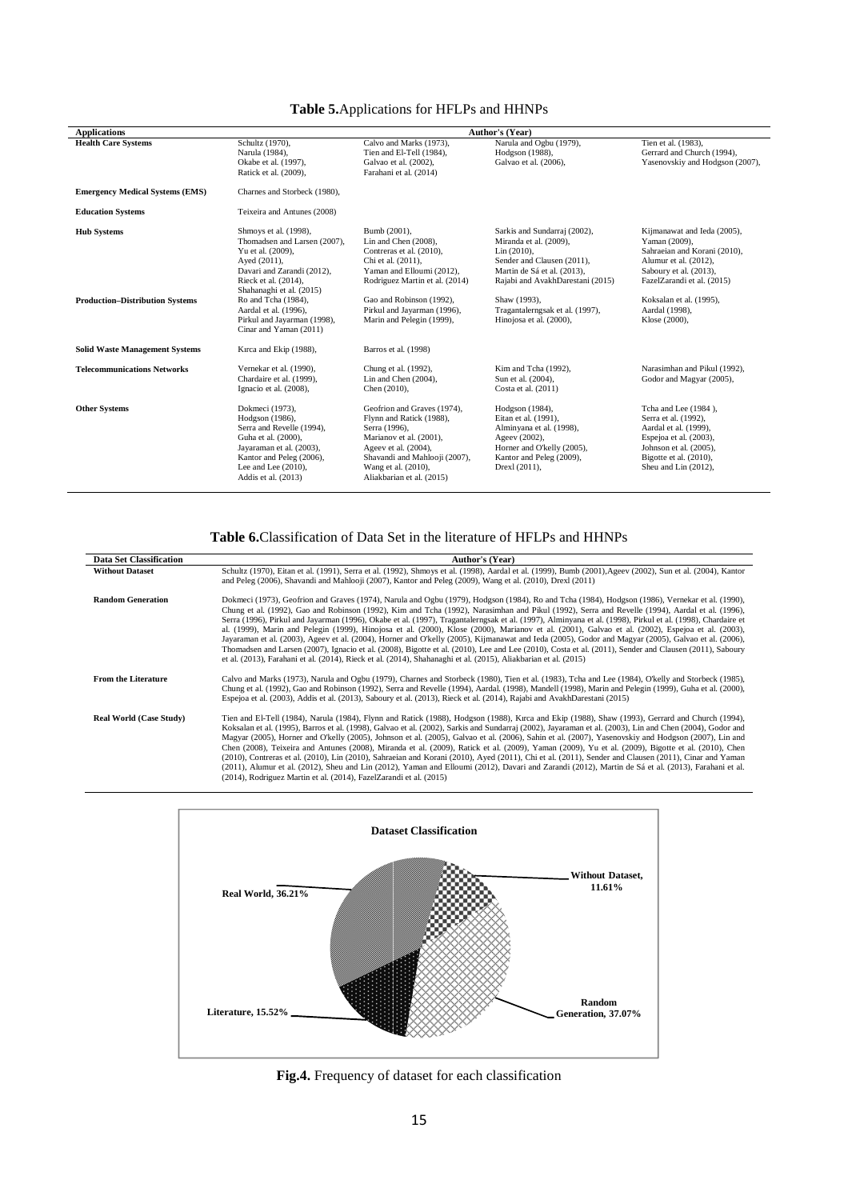**Table 5.** Applications for HFLPs and HHNPs

| Applications | Author's (Year) | | | |
|---|---|---|---|---|
| **Health Care Systems** | Schultz (1970), Narula (1984), Okabe et al. (1997), Ratick et al. (2009), | Calvo and Marks (1973), Tien and El-Tell (1984), Galvao et al. (2002), Farahani et al. (2014) | Narula and Ogbu (1979), Hodgson (1988), Galvao et al. (2006), | Tien et al. (1983), Gerrard and Church (1994), Yasenovskiy and Hodgson (2007), |
| **Emergency Medical Systems (EMS)** | Charnes and Storbeck (1980), | | | |
| **Education Systems** | Teixeira and Antunes (2008) | | | |
| **Hub Systems** | Shmoys et al. (1998), Thomadsen and Larsen (2007), Yu et al. (2009), Ayed (2011), Davari and Zarandi (2012), Rieck et al. (2014), Shahanaghi et al. (2015) | Bumb (2001), Lin and Chen (2008), Contreras et al. (2010), Chi et al. (2011), Yaman and Elloumi (2012), Rodriguez Martin et al. (2014) | Sarkis and Sundarraj (2002), Miranda et al. (2009), Lin (2010), Sender and Clausen (2011), Martin de Sá et al. (2013), Rajabi and AvakhDarestani (2015) | Kijmanawat and Ieda (2005), Yaman (2009), Sahraeian and Korani (2010), Alumur et al. (2012), Saboury et al. (2013), FazelZarandi et al. (2015) |
| **Production–Distribution Systems** | Ro and Tcha (1984), Aardal et al. (1996), Pirkul and Jayarman (1998), Cinar and Yaman (2011) | Gao and Robinson (1992), Pirkul and Jayarman (1996), Marin and Pelegin (1999), | Shaw (1993), Tragantalerngsak et al. (1997), Hinojosa et al. (2000), | Koksalan et al. (1995), Aardal (1998), Klose (2000), |
| **Solid Waste Management Systems** | Kırca and Ekip (1988), | Barros et al. (1998) | | |
| **Telecommunications Networks** | Vernekar et al. (1990), Chardaire et al. (1999), Ignacio et al. (2008), | Chung et al. (1992), Lin and Chen (2004), Chen (2010), | Kim and Tcha (1992), Sun et al. (2004), Costa et al. (2011) | Narasimhan and Pikul (1992), Godor and Magyar (2005), |
| **Other Systems** | Dokmeci (1973), Hodgson (1986), Serra and Revelle (1994), Guha et al. (2000), Jayaraman et al. (2003), Kantor and Peleg (2006), Lee and Lee (2010), Addis et al. (2013) | Geofrion and Graves (1974), Flynn and Ratick (1988), Serra (1996), Marianov et al. (2001), Ageev et al. (2004), Shavandi and Mahlooji (2007), Wang et al. (2010), Aliakbarian et al. (2015) | Hodgson (1984), Eitan et al. (1991), Alminyana et al. (1998), Ageev (2002), Horner and O'kelly (2005), Kantor and Peleg (2009), Drexl (2011), | Tcha and Lee (1984 ), Serra et al. (1992), Aardal et al. (1999), Espejoa et al. (2003), Johnson et al. (2005), Bigotte et al. (2010), Sheu and Lin (2012), |

**Table 6.** Classification of Data Set in the literature of HFLPs and HHNPs

| Data Set Classification | Author's (Year) |
|---|---|
| **Without Dataset** | Schultz (1970), Eitan et al. (1991), Serra et al. (1992), Shmoys et al. (1998), Aardal et al. (1999), Bumb (2001),Ageev (2002), Sun et al. (2004), Kantor and Peleg (2006), Shavandi and Mahlooji (2007), Kantor and Peleg (2009), Wang et al. (2010), Drexl (2011) |
| **Random Generation** | Dokmeci (1973), Geofrion and Graves (1974), Narula and Ogbu (1979), Hodgson (1984), Ro and Tcha (1984), Hodgson (1986), Vernekar et al. (1990), Chung et al. (1992), Gao and Robinson (1992), Kim and Tcha (1992), Narasimhan and Pikul (1992), Serra and Revelle (1994), Aardal et al. (1996), Serra (1996), Pirkul and Jayarman (1996), Okabe et al. (1997), Tragantalerngsak et al. (1997), Alminyana et al. (1998), Pirkul et al. (1998), Chardaire et al. (1999), Marin and Pelegin (1999), Hinojosa et al. (2000), Klose (2000), Marianov et al. (2001), Galvao et al. (2002), Espejoa et al. (2003), Jayaraman et al. (2003), Ageev et al. (2004), Horner and O'kelly (2005), Kijmanawat and Ieda (2005), Godor and Magyar (2005), Galvao et al. (2006), Thomadsen and Larsen (2007), Ignacio et al. (2008), Bigotte et al. (2010), Lee and Lee (2010), Costa et al. (2011), Sender and Clausen (2011), Saboury et al. (2013), Farahani et al. (2014), Rieck et al. (2014), Shahanaghi et al. (2015), Aliakbarian et al. (2015) |
| **From the Literature** | Calvo and Marks (1973), Narula and Ogbu (1979), Charnes and Storbeck (1980), Tien et al. (1983), Tcha and Lee (1984), O'kelly and Storbeck (1985), Chung et al. (1992), Gao and Robinson (1992), Serra and Revelle (1994), Aardal. (1998), Mandell (1998), Marin and Pelegin (1999), Guha et al. (2000), Espejoa et al. (2003), Addis et al. (2013), Saboury et al. (2013), Rieck et al. (2014), Rajabi and AvakhDarestani (2015) |
| **Real World (Case Study)** | Tien and El-Tell (1984), Narula (1984), Flynn and Ratick (1988), Hodgson (1988), Kırca and Ekip (1988), Shaw (1993), Gerrard and Church (1994), Koksalan et al. (1995), Barros et al. (1998), Galvao et al. (2002), Sarkis and Sundarraj (2002), Jayaraman et al. (2003), Lin and Chen (2004), Godor and Magyar (2005), Horner and O'kelly (2005), Johnson et al. (2005), Galvao et al. (2006), Sahin et al. (2007), Yasenovskiy and Hodgson (2007), Lin and Chen (2008), Teixeira and Antunes (2008), Miranda et al. (2009), Ratick et al. (2009), Yaman (2009), Yu et al. (2009), Bigotte et al. (2010), Chen (2010), Contreras et al. (2010), Lin (2010), Sahraeian and Korani (2010), Ayed (2011), Chi et al. (2011), Sender and Clausen (2011), Cinar and Yaman (2011), Alumur et al. (2012), Sheu and Lin (2012), Yaman and Elloumi (2012), Davari and Zarandi (2012), Martin de Sá et al. (2013), Farahani et al. (2014), Rodriguez Martin et al. (2014), FazelZarandi et al. (2015) |

**Dataset Classification**

| Classification | Percentage |
|---|---|
| Without Dataset | 11.61% |
| Random Generation | 37.07% |
| Literature | 15.52% |
| Real World | 36.21% |

**Fig.4.** Frequency of dataset for each classification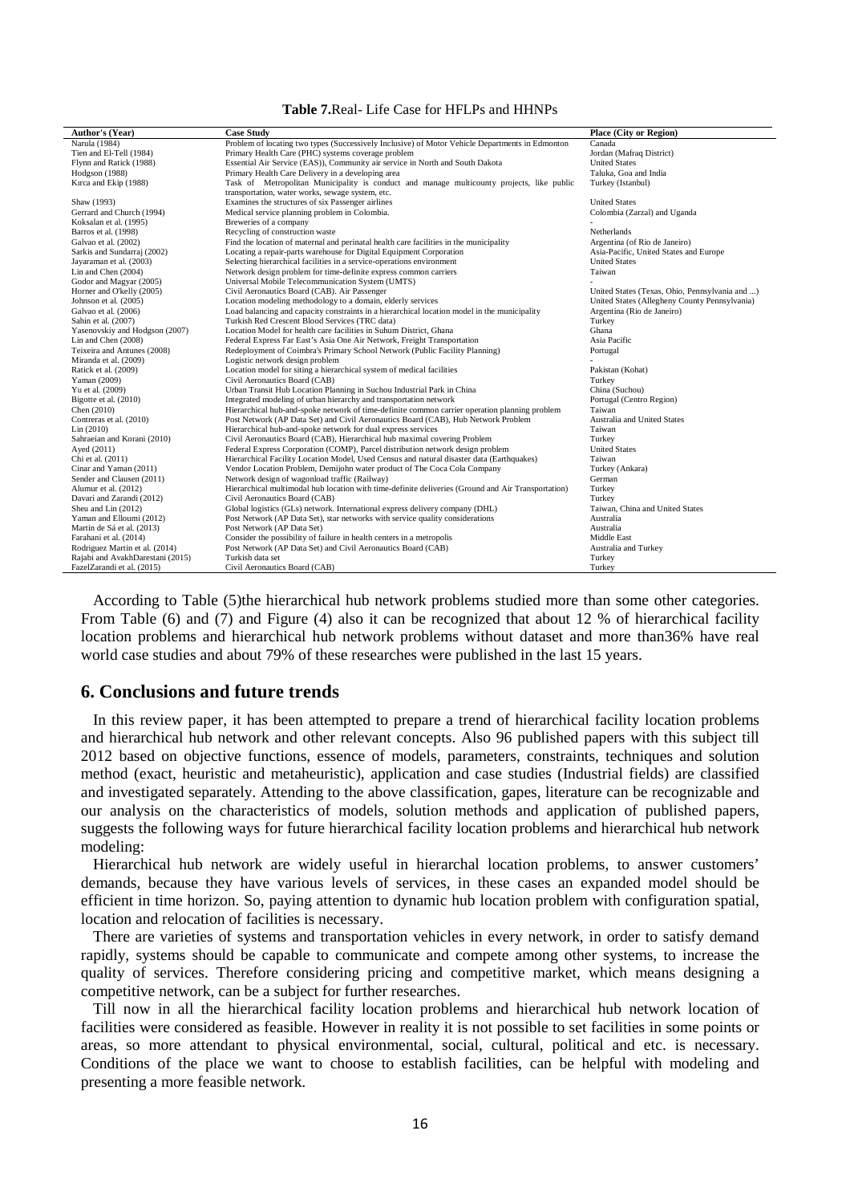**Table 7.**Real- Life Case for HFLPs and HHNPs

| Author's (Year) | Case Study | Place (City or Region) |
|---|---|---|
| Narula (1984) | Problem of locating two types (Successively Inclusive) of Motor Vehicle Departments in Edmonton | Canada |
| Tien and El-Tell (1984) | Primary Health Care (PHC) systems coverage problem | Jordan (Mafraq District) |
| Flynn and Ratick (1988) | Essential Air Service (EAS)), Community air service in North and South Dakota | United States |
| Hodgson (1988) | Primary Health Care Delivery in a developing area | Taluka, Goa and India |
| Kırca and Ekip (1988) | Task of Metropolitan Municipality is conduct and manage multicounty projects, like public transportation, water works, sewage system, etc. | Turkey (Istanbul) |
| Shaw (1993) | Examines the structures of six Passenger airlines | United States |
| Gerrard and Church (1994) | Medical service planning problem in Colombia. | Colombia (Zarzal) and Uganda |
| Koksalan et al. (1995) | Breweries of a company | - |
| Barros et al. (1998) | Recycling of construction waste | Netherlands |
| Galvao et al. (2002) | Find the location of maternal and perinatal health care facilities in the municipality | Argentina (of Rio de Janeiro) |
| Sarkis and Sundarraj (2002) | Locating a repair-parts warehouse for Digital Equipment Corporation | Asia-Pacific, United States and Europe |
| Jayaraman et al. (2003) | Selecting hierarchical facilities in a service-operations environment | United States |
| Lin and Chen (2004) | Network design problem for time-definite express common carriers | Taiwan |
| Godor and Magyar (2005) | Universal Mobile Telecommunication System (UMTS) | - |
| Horner and O'kelly (2005) | Civil Aeronautics Board (CAB). Air Passenger | United States (Texas, Ohio, Pennsylvania and ...) |
| Johnson et al. (2005) | Location modeling methodology to a domain, elderly services | United States (Allegheny County Pennsylvania) |
| Galvao et al. (2006) | Load balancing and capacity constraints in a hierarchical location model in the municipality | Argentina (Rio de Janeiro) |
| Sahin et al. (2007) | Turkish Red Crescent Blood Services (TRC data) | Turkey |
| Yasenovskiy and Hodgson (2007) | Location Model for health care facilities in Suhum District, Ghana | Ghana |
| Lin and Chen (2008) | Federal Express Far East's Asia One Air Network, Freight Transportation | Asia Pacific |
| Teixeira and Antunes (2008) | Redeployment of Coimbra's Primary School Network (Public Facility Planning) | Portugal |
| Miranda et al. (2009) | Logistic network design problem | - |
| Ratick et al. (2009) | Location model for siting a hierarchical system of medical facilities | Pakistan (Kohat) |
| Yaman (2009) | Civil Aeronautics Board (CAB) | Turkey |
| Yu et al. (2009) | Urban Transit Hub Location Planning in Suchou Industrial Park in China | China (Suchou) |
| Bigotte et al. (2010) | Integrated modeling of urban hierarchy and transportation network | Portugal (Centro Region) |
| Chen (2010) | Hierarchical hub-and-spoke network of time-definite common carrier operation planning problem | Taiwan |
| Contreras et al. (2010) | Post Network (AP Data Set) and Civil Aeronautics Board (CAB), Hub Network Problem | Australia and United States |
| Lin (2010) | Hierarchical hub-and-spoke network for dual express services | Taiwan |
| Sahraeian and Korani (2010) | Civil Aeronautics Board (CAB), Hierarchical hub maximal covering Problem | Turkey |
| Ayed (2011) | Federal Express Corporation (COMP), Parcel distribution network design problem | United States |
| Chi et al. (2011) | Hierarchical Facility Location Model, Used Census and natural disaster data (Earthquakes) | Taiwan |
| Cinar and Yaman (2011) | Vendor Location Problem, Demijohn water product of The Coca Cola Company | Turkey (Ankara) |
| Sender and Clausen (2011) | Network design of wagonload traffic (Railway) | German |
| Alumur et al. (2012) | Hierarchical multimodal hub location with time-definite deliveries (Ground and Air Transportation) | Turkey |
| Davari and Zarandi (2012) | Civil Aeronautics Board (CAB) | Turkey |
| Sheu and Lin (2012) | Global logistics (GLs) network. International express delivery company (DHL) | Taiwan, China and United States |
| Yaman and Elloumi (2012) | Post Network (AP Data Set), star networks with service quality considerations | Australia |
| Martin de Sá et al. (2013) | Post Network (AP Data Set) | Australia |
| Farahani et al. (2014) | Consider the possibility of failure in health centers in a metropolis | Middle East |
| Rodriguez Martin et al. (2014) | Post Network (AP Data Set) and Civil Aeronautics Board (CAB) | Australia and Turkey |
| Rajabi and AvakhDarestani (2015) | Turkish data set | Turkey |
| FazelZarandi et al. (2015) | Civil Aeronautics Board (CAB) | Turkey |

According to Table (5)the hierarchical hub network problems studied more than some other categories. From Table (6) and (7) and Figure (4) also it can be recognized that about 12 % of hierarchical facility location problems and hierarchical hub network problems without dataset and more than36% have real world case studies and about 79% of these researches were published in the last 15 years.

## 6. Conclusions and future trends

In this review paper, it has been attempted to prepare a trend of hierarchical facility location problems and hierarchical hub network and other relevant concepts. Also 96 published papers with this subject till 2012 based on objective functions, essence of models, parameters, constraints, techniques and solution method (exact, heuristic and metaheuristic), application and case studies (Industrial fields) are classified and investigated separately. Attending to the above classification, gapes, literature can be recognizable and our analysis on the characteristics of models, solution methods and application of published papers, suggests the following ways for future hierarchical facility location problems and hierarchical hub network modeling:

Hierarchical hub network are widely useful in hierarchal location problems, to answer customers' demands, because they have various levels of services, in these cases an expanded model should be efficient in time horizon. So, paying attention to dynamic hub location problem with configuration spatial, location and relocation of facilities is necessary.

There are varieties of systems and transportation vehicles in every network, in order to satisfy demand rapidly, systems should be capable to communicate and compete among other systems, to increase the quality of services. Therefore considering pricing and competitive market, which means designing a competitive network, can be a subject for further researches.

Till now in all the hierarchical facility location problems and hierarchical hub network location of facilities were considered as feasible. However in reality it is not possible to set facilities in some points or areas, so more attendant to physical environmental, social, cultural, political and etc. is necessary. Conditions of the place we want to choose to establish facilities, can be helpful with modeling and presenting a more feasible network.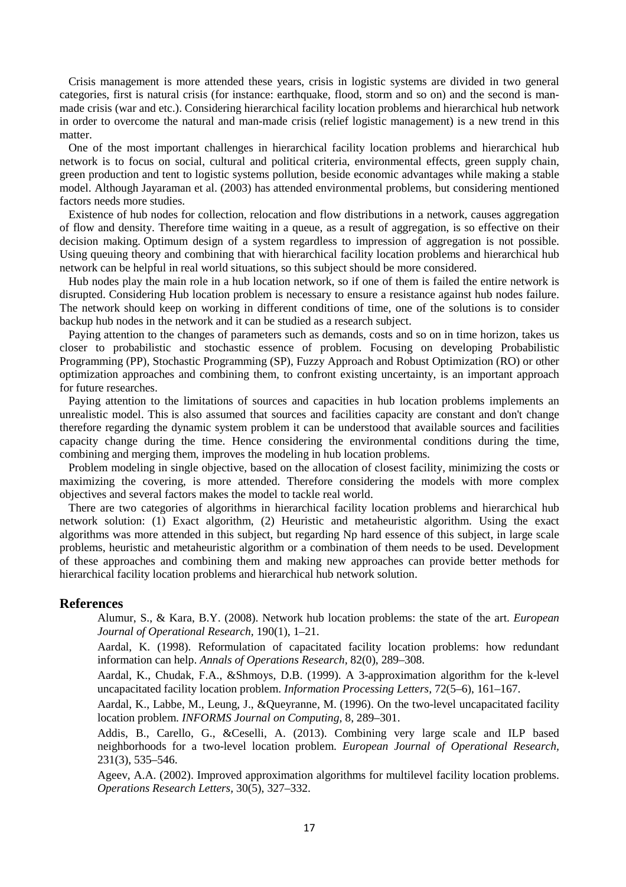Crisis management is more attended these years, crisis in logistic systems are divided in two general categories, first is natural crisis (for instance: earthquake, flood, storm and so on) and the second is man-made crisis (war and etc.). Considering hierarchical facility location problems and hierarchical hub network in order to overcome the natural and man-made crisis (relief logistic management) is a new trend in this matter.

One of the most important challenges in hierarchical facility location problems and hierarchical hub network is to focus on social, cultural and political criteria, environmental effects, green supply chain, green production and tent to logistic systems pollution, beside economic advantages while making a stable model. Although Jayaraman et al. (2003) has attended environmental problems, but considering mentioned factors needs more studies.

Existence of hub nodes for collection, relocation and flow distributions in a network, causes aggregation of flow and density. Therefore time waiting in a queue, as a result of aggregation, is so effective on their decision making. Optimum design of a system regardless to impression of aggregation is not possible. Using queuing theory and combining that with hierarchical facility location problems and hierarchical hub network can be helpful in real world situations, so this subject should be more considered.

Hub nodes play the main role in a hub location network, so if one of them is failed the entire network is disrupted. Considering Hub location problem is necessary to ensure a resistance against hub nodes failure. The network should keep on working in different conditions of time, one of the solutions is to consider backup hub nodes in the network and it can be studied as a research subject.

Paying attention to the changes of parameters such as demands, costs and so on in time horizon, takes us closer to probabilistic and stochastic essence of problem. Focusing on developing Probabilistic Programming (PP), Stochastic Programming (SP), Fuzzy Approach and Robust Optimization (RO) or other optimization approaches and combining them, to confront existing uncertainty, is an important approach for future researches.

Paying attention to the limitations of sources and capacities in hub location problems implements an unrealistic model. This is also assumed that sources and facilities capacity are constant and don't change therefore regarding the dynamic system problem it can be understood that available sources and facilities capacity change during the time. Hence considering the environmental conditions during the time, combining and merging them, improves the modeling in hub location problems.

Problem modeling in single objective, based on the allocation of closest facility, minimizing the costs or maximizing the covering, is more attended. Therefore considering the models with more complex objectives and several factors makes the model to tackle real world.

There are two categories of algorithms in hierarchical facility location problems and hierarchical hub network solution: (1) Exact algorithm, (2) Heuristic and metaheuristic algorithm. Using the exact algorithms was more attended in this subject, but regarding Np hard essence of this subject, in large scale problems, heuristic and metaheuristic algorithm or a combination of them needs to be used. Development of these approaches and combining them and making new approaches can provide better methods for hierarchical facility location problems and hierarchical hub network solution.

## References

Alumur, S., & Kara, B.Y. (2008). Network hub location problems: the state of the art. *European Journal of Operational Research*, 190(1), 1–21.

Aardal, K. (1998). Reformulation of capacitated facility location problems: how redundant information can help. *Annals of Operations Research*, 82(0), 289–308.

Aardal, K., Chudak, F.A., &Shmoys, D.B. (1999). A 3-approximation algorithm for the k-level uncapacitated facility location problem. *Information Processing Letters*, 72(5–6), 161–167.

Aardal, K., Labbe, M., Leung, J., &Queyranne, M. (1996). On the two-level uncapacitated facility location problem. *INFORMS Journal on Computing*, 8, 289–301.

Addis, B., Carello, G., &Ceselli, A. (2013). Combining very large scale and ILP based neighborhoods for a two-level location problem. *European Journal of Operational Research*, 231(3), 535–546.

Ageev, A.A. (2002). Improved approximation algorithms for multilevel facility location problems. *Operations Research Letters*, 30(5), 327–332.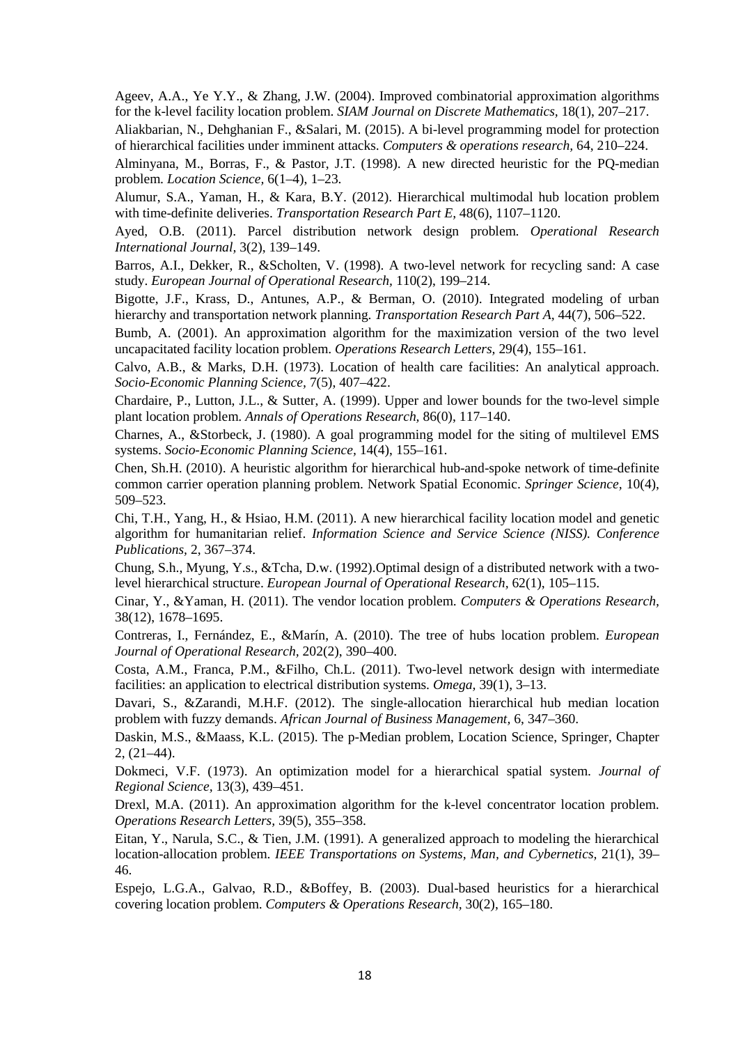Ageev, A.A., Ye Y.Y., & Zhang, J.W. (2004). Improved combinatorial approximation algorithms for the k-level facility location problem. *SIAM Journal on Discrete Mathematics,* 18(1), 207–217.

Aliakbarian, N., Dehghanian F., &Salari, M. (2015). A bi-level programming model for protection of hierarchical facilities under imminent attacks. *Computers & operations research,* 64, 210–224.

Alminyana, M., Borras, F., & Pastor, J.T. (1998). A new directed heuristic for the PQ-median problem. *Location Science,* 6(1–4), 1–23.

Alumur, S.A., Yaman, H., & Kara, B.Y. (2012). Hierarchical multimodal hub location problem with time-definite deliveries. *Transportation Research Part E,* 48(6), 1107–1120.

Ayed, O.B. (2011). Parcel distribution network design problem. *Operational Research International Journal,* 3(2), 139–149.

Barros, A.I., Dekker, R., &Scholten, V. (1998). A two-level network for recycling sand: A case study. *European Journal of Operational Research,* 110(2), 199–214.

Bigotte, J.F., Krass, D., Antunes, A.P., & Berman, O. (2010). Integrated modeling of urban hierarchy and transportation network planning. *Transportation Research Part A,* 44(7), 506–522.

Bumb, A. (2001). An approximation algorithm for the maximization version of the two level uncapacitated facility location problem. *Operations Research Letters,* 29(4), 155–161.

Calvo, A.B., & Marks, D.H. (1973). Location of health care facilities: An analytical approach. *Socio-Economic Planning Science,* 7(5), 407–422.

Chardaire, P., Lutton, J.L., & Sutter, A. (1999). Upper and lower bounds for the two-level simple plant location problem. *Annals of Operations Research,* 86(0), 117–140.

Charnes, A., &Storbeck, J. (1980). A goal programming model for the siting of multilevel EMS systems. *Socio-Economic Planning Science,* 14(4), 155–161.

Chen, Sh.H. (2010). A heuristic algorithm for hierarchical hub-and-spoke network of time-definite common carrier operation planning problem. Network Spatial Economic. *Springer Science,* 10(4), 509–523.

Chi, T.H., Yang, H., & Hsiao, H.M. (2011). A new hierarchical facility location model and genetic algorithm for humanitarian relief. *Information Science and Service Science (NISS). Conference Publications,* 2, 367–374.

Chung, S.h., Myung, Y.s., &Tcha, D.w. (1992).Optimal design of a distributed network with a two-level hierarchical structure. *European Journal of Operational Research,* 62(1), 105–115.

Cinar, Y., &Yaman, H. (2011). The vendor location problem. *Computers & Operations Research,* 38(12), 1678–1695.

Contreras, I., Fernández, E., &Marín, A. (2010). The tree of hubs location problem. *European Journal of Operational Research,* 202(2), 390–400.

Costa, A.M., Franca, P.M., &Filho, Ch.L. (2011). Two-level network design with intermediate facilities: an application to electrical distribution systems. *Omega,* 39(1), 3–13.

Davari, S., &Zarandi, M.H.F. (2012). The single-allocation hierarchical hub median location problem with fuzzy demands. *African Journal of Business Management,* 6, 347–360.

Daskin, M.S., &Maass, K.L. (2015). The p-Median problem, Location Science, Springer, Chapter 2, (21–44).

Dokmeci, V.F. (1973). An optimization model for a hierarchical spatial system. *Journal of Regional Science,* 13(3), 439–451.

Drexl, M.A. (2011). An approximation algorithm for the k-level concentrator location problem. *Operations Research Letters,* 39(5), 355–358.

Eitan, Y., Narula, S.C., & Tien, J.M. (1991). A generalized approach to modeling the hierarchical location-allocation problem. *IEEE Transportations on Systems, Man, and Cybernetics,* 21(1), 39–46.

Espejo, L.G.A., Galvao, R.D., &Boffey, B. (2003). Dual-based heuristics for a hierarchical covering location problem. *Computers & Operations Research,* 30(2), 165–180.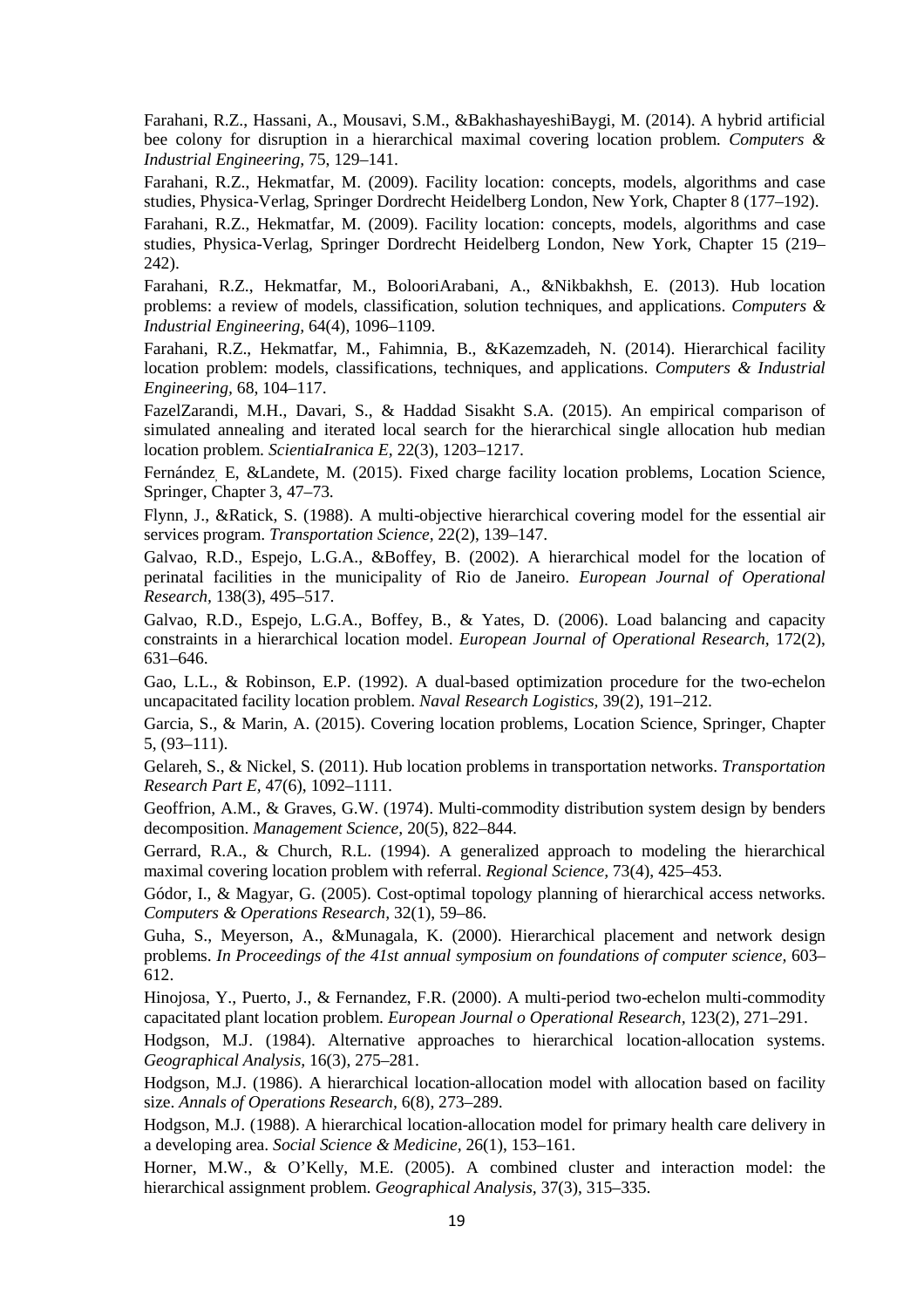Farahani, R.Z., Hassani, A., Mousavi, S.M., &BakhashayeshiBaygi, M. (2014). A hybrid artificial bee colony for disruption in a hierarchical maximal covering location problem. *Computers & Industrial Engineering,* 75, 129–141.

Farahani, R.Z., Hekmatfar, M. (2009). Facility location: concepts, models, algorithms and case studies, Physica-Verlag, Springer Dordrecht Heidelberg London, New York, Chapter 8 (177–192).

Farahani, R.Z., Hekmatfar, M. (2009). Facility location: concepts, models, algorithms and case studies, Physica-Verlag, Springer Dordrecht Heidelberg London, New York, Chapter 15 (219–242).

Farahani, R.Z., Hekmatfar, M., BolooriArabani, A., &Nikbakhsh, E. (2013). Hub location problems: a review of models, classification, solution techniques, and applications. *Computers & Industrial Engineering,* 64(4), 1096–1109.

Farahani, R.Z., Hekmatfar, M., Fahimnia, B., &Kazemzadeh, N. (2014). Hierarchical facility location problem: models, classifications, techniques, and applications. *Computers & Industrial Engineering*, 68, 104–117.

FazelZarandi, M.H., Davari, S., & Haddad Sisakht S.A. (2015). An empirical comparison of simulated annealing and iterated local search for the hierarchical single allocation hub median location problem. *ScientiaIranica E,* 22(3), 1203–1217.

Fernández, E, &Landete, M. (2015). Fixed charge facility location problems, Location Science, Springer, Chapter 3, 47–73.

Flynn, J., &Ratick, S. (1988). A multi-objective hierarchical covering model for the essential air services program. *Transportation Science,* 22(2), 139–147.

Galvao, R.D., Espejo, L.G.A., &Boffey, B. (2002). A hierarchical model for the location of perinatal facilities in the municipality of Rio de Janeiro. *European Journal of Operational Research,* 138(3), 495–517.

Galvao, R.D., Espejo, L.G.A., Boffey, B., & Yates, D. (2006). Load balancing and capacity constraints in a hierarchical location model. *European Journal of Operational Research*, 172(2), 631–646.

Gao, L.L., & Robinson, E.P. (1992). A dual-based optimization procedure for the two-echelon uncapacitated facility location problem. *Naval Research Logistics,* 39(2), 191–212.

Garcia, S., & Marin, A. (2015). Covering location problems, Location Science, Springer, Chapter 5, (93–111).

Gelareh, S., & Nickel, S. (2011). Hub location problems in transportation networks. *Transportation Research Part E,* 47(6), 1092–1111.

Geoffrion, A.M., & Graves, G.W. (1974). Multi-commodity distribution system design by benders decomposition. *Management Science,* 20(5), 822–844.

Gerrard, R.A., & Church, R.L. (1994). A generalized approach to modeling the hierarchical maximal covering location problem with referral. *Regional Science,* 73(4), 425–453.

Gódor, I., & Magyar, G. (2005). Cost-optimal topology planning of hierarchical access networks. *Computers & Operations Research,* 32(1), 59–86.

Guha, S., Meyerson, A., &Munagala, K. (2000). Hierarchical placement and network design problems. *In Proceedings of the 41st annual symposium on foundations of computer science,* 603–612.

Hinojosa, Y., Puerto, J., & Fernandez, F.R. (2000). A multi-period two-echelon multi-commodity capacitated plant location problem. *European Journal o Operational Research,* 123(2), 271–291.

Hodgson, M.J. (1984). Alternative approaches to hierarchical location-allocation systems. *Geographical Analysis*, 16(3), 275–281.

Hodgson, M.J. (1986). A hierarchical location-allocation model with allocation based on facility size. *Annals of Operations Research,* 6(8), 273–289.

Hodgson, M.J. (1988). A hierarchical location-allocation model for primary health care delivery in a developing area. *Social Science & Medicine,* 26(1), 153–161.

Horner, M.W., & O'Kelly, M.E. (2005). A combined cluster and interaction model: the hierarchical assignment problem. *Geographical Analysis,* 37(3), 315–335.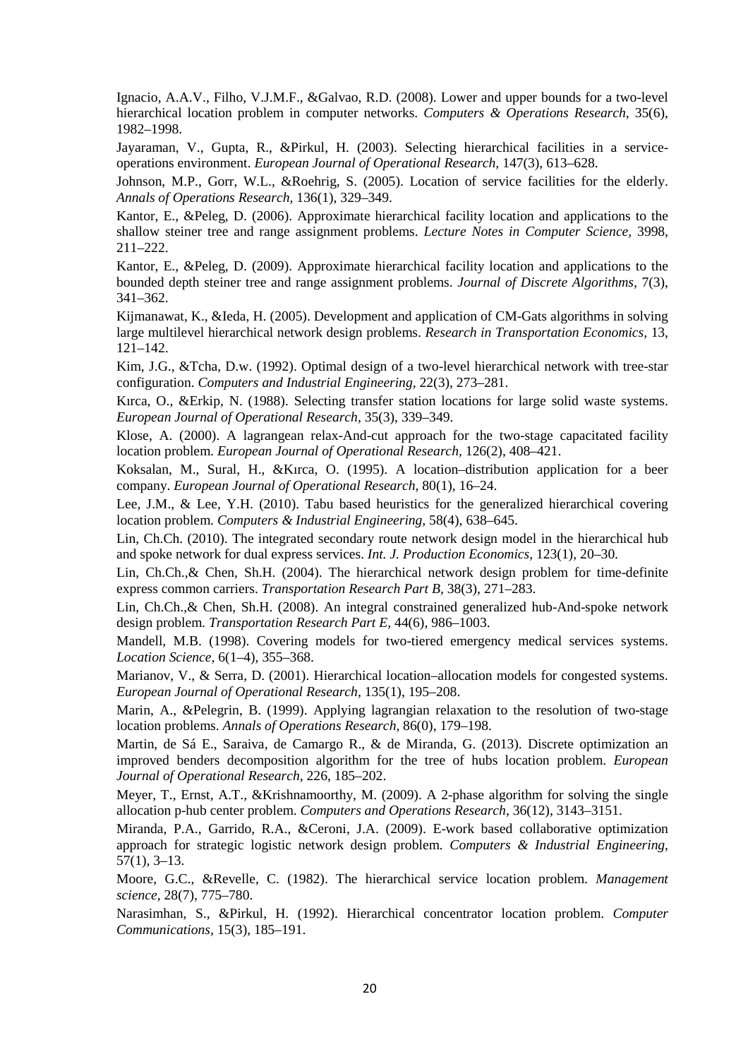Ignacio, A.A.V., Filho, V.J.M.F., &Galvao, R.D. (2008). Lower and upper bounds for a two-level hierarchical location problem in computer networks. *Computers & Operations Research*, 35(6), 1982–1998.

Jayaraman, V., Gupta, R., &Pirkul, H. (2003). Selecting hierarchical facilities in a service-operations environment. *European Journal of Operational Research*, 147(3), 613–628.

Johnson, M.P., Gorr, W.L., &Roehrig, S. (2005). Location of service facilities for the elderly. *Annals of Operations Research*, 136(1), 329–349.

Kantor, E., &Peleg, D. (2006). Approximate hierarchical facility location and applications to the shallow steiner tree and range assignment problems. *Lecture Notes in Computer Science*, 3998, 211–222.

Kantor, E., &Peleg, D. (2009). Approximate hierarchical facility location and applications to the bounded depth steiner tree and range assignment problems. *Journal of Discrete Algorithms*, 7(3), 341–362.

Kijmanawat, K., &Ieda, H. (2005). Development and application of CM-Gats algorithms in solving large multilevel hierarchical network design problems. *Research in Transportation Economics*, 13, 121–142.

Kim, J.G., &Tcha, D.w. (1992). Optimal design of a two-level hierarchical network with tree-star configuration. *Computers and Industrial Engineering*, 22(3), 273–281.

Kırca, O., &Erkip, N. (1988). Selecting transfer station locations for large solid waste systems. *European Journal of Operational Research*, 35(3), 339–349.

Klose, A. (2000). A lagrangean relax-And-cut approach for the two-stage capacitated facility location problem. *European Journal of Operational Research*, 126(2), 408–421.

Koksalan, M., Sural, H., &Kırca, O. (1995). A location–distribution application for a beer company. *European Journal of Operational Research*, 80(1), 16–24.

Lee, J.M., & Lee, Y.H. (2010). Tabu based heuristics for the generalized hierarchical covering location problem. *Computers & Industrial Engineering*, 58(4), 638–645.

Lin, Ch.Ch. (2010). The integrated secondary route network design model in the hierarchical hub and spoke network for dual express services. *Int. J. Production Economics*, 123(1), 20–30.

Lin, Ch.Ch.,& Chen, Sh.H. (2004). The hierarchical network design problem for time-definite express common carriers. *Transportation Research Part B*, 38(3), 271–283.

Lin, Ch.Ch.,& Chen, Sh.H. (2008). An integral constrained generalized hub-And-spoke network design problem. *Transportation Research Part E*, 44(6), 986–1003.

Mandell, M.B. (1998). Covering models for two-tiered emergency medical services systems. *Location Science*, 6(1–4), 355–368.

Marianov, V., & Serra, D. (2001). Hierarchical location–allocation models for congested systems. *European Journal of Operational Research*, 135(1), 195–208.

Marin, A., &Pelegrin, B. (1999). Applying lagrangian relaxation to the resolution of two-stage location problems. *Annals of Operations Research*, 86(0), 179–198.

Martin, de Sá E., Saraiva, de Camargo R., & de Miranda, G. (2013). Discrete optimization an improved benders decomposition algorithm for the tree of hubs location problem. *European Journal of Operational Research*, 226, 185–202.

Meyer, T., Ernst, A.T., &Krishnamoorthy, M. (2009). A 2-phase algorithm for solving the single allocation p-hub center problem. *Computers and Operations Research*, 36(12), 3143–3151.

Miranda, P.A., Garrido, R.A., &Ceroni, J.A. (2009). E-work based collaborative optimization approach for strategic logistic network design problem. *Computers & Industrial Engineering*, 57(1), 3–13.

Moore, G.C., &Revelle, C. (1982). The hierarchical service location problem. *Management science*, 28(7), 775–780.

Narasimhan, S., &Pirkul, H. (1992). Hierarchical concentrator location problem. *Computer Communications*, 15(3), 185–191.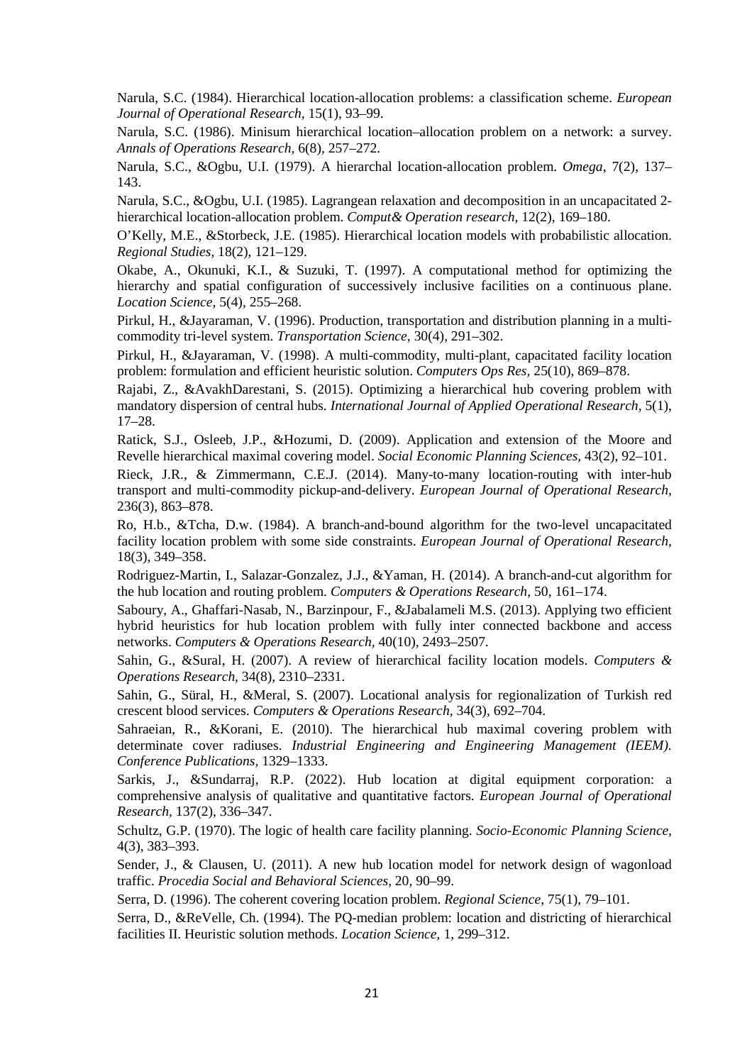Narula, S.C. (1984). Hierarchical location-allocation problems: a classification scheme. *European Journal of Operational Research*, 15(1), 93–99.

Narula, S.C. (1986). Minisum hierarchical location–allocation problem on a network: a survey. *Annals of Operations Research,* 6(8), 257–272.

Narula, S.C., &Ogbu, U.I. (1979). A hierarchal location-allocation problem. *Omega,* 7(2), 137–143.

Narula, S.C., &Ogbu, U.I. (1985). Lagrangean relaxation and decomposition in an uncapacitated 2-hierarchical location-allocation problem. *Comput& Operation research,* 12(2), 169–180.

O'Kelly, M.E., &Storbeck, J.E. (1985). Hierarchical location models with probabilistic allocation. *Regional Studies,* 18(2), 121–129.

Okabe, A., Okunuki, K.I., & Suzuki, T. (1997). A computational method for optimizing the hierarchy and spatial configuration of successively inclusive facilities on a continuous plane. *Location Science,* 5(4), 255–268.

Pirkul, H., &Jayaraman, V. (1996). Production, transportation and distribution planning in a multi-commodity tri-level system. *Transportation Science,* 30(4), 291–302.

Pirkul, H., &Jayaraman, V. (1998). A multi-commodity, multi-plant, capacitated facility location problem: formulation and efficient heuristic solution. *Computers Ops Res,* 25(10), 869–878.

Rajabi, Z., &AvakhDarestani, S. (2015). Optimizing a hierarchical hub covering problem with mandatory dispersion of central hubs. *International Journal of Applied Operational Research,* 5(1), 17–28.

Ratick, S.J., Osleeb, J.P., &Hozumi, D. (2009). Application and extension of the Moore and Revelle hierarchical maximal covering model. *Social Economic Planning Sciences,* 43(2), 92–101.

Rieck, J.R., & Zimmermann, C.E.J. (2014). Many-to-many location-routing with inter-hub transport and multi-commodity pickup-and-delivery. *European Journal of Operational Research,* 236(3), 863–878.

Ro, H.b., &Tcha, D.w. (1984). A branch-and-bound algorithm for the two-level uncapacitated facility location problem with some side constraints. *European Journal of Operational Research,* 18(3), 349–358.

Rodriguez-Martin, I., Salazar-Gonzalez, J.J., &Yaman, H. (2014). A branch-and-cut algorithm for the hub location and routing problem. *Computers & Operations Research,* 50, 161–174.

Saboury, A., Ghaffari-Nasab, N., Barzinpour, F., &Jabalameli M.S. (2013). Applying two efficient hybrid heuristics for hub location problem with fully inter connected backbone and access networks. *Computers & Operations Research,* 40(10), 2493–2507.

Sahin, G., &Sural, H. (2007). A review of hierarchical facility location models. *Computers & Operations Research,* 34(8), 2310–2331.

Sahin, G., Süral, H., &Meral, S. (2007). Locational analysis for regionalization of Turkish red crescent blood services. *Computers & Operations Research,* 34(3), 692–704.

Sahraeian, R., &Korani, E. (2010). The hierarchical hub maximal covering problem with determinate cover radiuses. *Industrial Engineering and Engineering Management (IEEM). Conference Publications,* 1329–1333.

Sarkis, J., &Sundarraj, R.P. (2022). Hub location at digital equipment corporation: a comprehensive analysis of qualitative and quantitative factors. *European Journal of Operational Research,* 137(2), 336–347.

Schultz, G.P. (1970). The logic of health care facility planning. *Socio-Economic Planning Science,* 4(3), 383–393.

Sender, J., & Clausen, U. (2011). A new hub location model for network design of wagonload traffic. *Procedia Social and Behavioral Sciences,* 20, 90–99.

Serra, D. (1996). The coherent covering location problem. *Regional Science,* 75(1), 79–101.

Serra, D., &ReVelle, Ch. (1994). The PQ-median problem: location and districting of hierarchical facilities II. Heuristic solution methods. *Location Science,* 1, 299–312.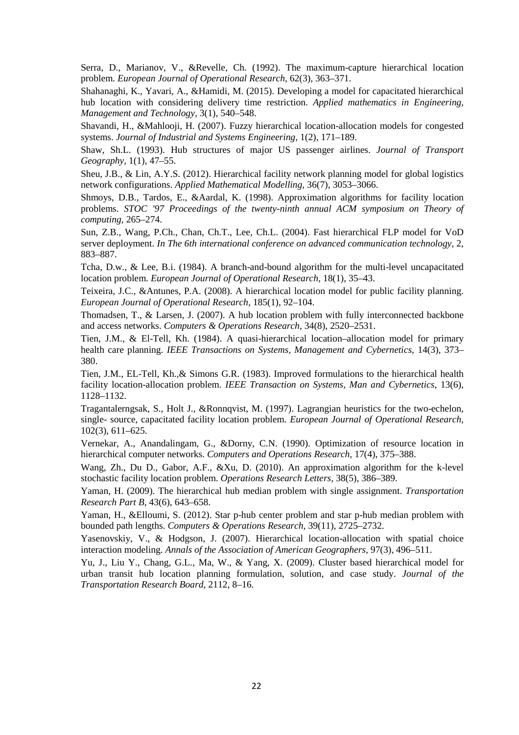Serra, D., Marianov, V., &Revelle, Ch. (1992). The maximum-capture hierarchical location problem. *European Journal of Operational Research*, 62(3), 363–371.

Shahanaghi, K., Yavari, A., &Hamidi, M. (2015). Developing a model for capacitated hierarchical hub location with considering delivery time restriction. *Applied mathematics in Engineering, Management and Technology*, 3(1), 540–548.

Shavandi, H., &Mahlooji, H. (2007). Fuzzy hierarchical location-allocation models for congested systems. *Journal of Industrial and Systems Engineering*, 1(2), 171–189.

Shaw, Sh.L. (1993). Hub structures of major US passenger airlines. *Journal of Transport Geography*, 1(1), 47–55.

Sheu, J.B., & Lin, A.Y.S. (2012). Hierarchical facility network planning model for global logistics network configurations. *Applied Mathematical Modelling*, 36(7), 3053–3066.

Shmoys, D.B., Tardos, E., &Aardal, K. (1998). Approximation algorithms for facility location problems. *STOC '97 Proceedings of the twenty-ninth annual ACM symposium on Theory of computing*, 265–274.

Sun, Z.B., Wang, P.Ch., Chan, Ch.T., Lee, Ch.L. (2004). Fast hierarchical FLP model for VoD server deployment. *In The 6th international conference on advanced communication technology*, 2, 883–887.

Tcha, D.w., & Lee, B.i. (1984). A branch-and-bound algorithm for the multi-level uncapacitated location problem. *European Journal of Operational Research*, 18(1), 35–43.

Teixeira, J.C., &Antunes, P.A. (2008). A hierarchical location model for public facility planning. *European Journal of Operational Research*, 185(1), 92–104.

Thomadsen, T., & Larsen, J. (2007). A hub location problem with fully interconnected backbone and access networks. *Computers & Operations Research*, 34(8), 2520–2531.

Tien, J.M., & El-Tell, Kh. (1984). A quasi-hierarchical location–allocation model for primary health care planning. *IEEE Transactions on Systems, Management and Cybernetics*, 14(3), 373–380.

Tien, J.M., EL-Tell, Kh.,& Simons G.R. (1983). Improved formulations to the hierarchical health facility location-allocation problem. *IEEE Transaction on Systems, Man and Cybernetics*, 13(6), 1128–1132.

Tragantalerngsak, S., Holt J., &Ronnqvist, M. (1997). Lagrangian heuristics for the two-echelon, single- source, capacitated facility location problem. *European Journal of Operational Research*, 102(3), 611–625.

Vernekar, A., Anandalingam, G., &Dorny, C.N. (1990). Optimization of resource location in hierarchical computer networks. *Computers and Operations Research*, 17(4), 375–388.

Wang, Zh., Du D., Gabor, A.F., &Xu, D. (2010). An approximation algorithm for the k-level stochastic facility location problem. *Operations Research Letters*, 38(5), 386–389.

Yaman, H. (2009). The hierarchical hub median problem with single assignment. *Transportation Research Part B*, 43(6), 643–658.

Yaman, H., &Elloumi, S. (2012). Star p-hub center problem and star p-hub median problem with bounded path lengths. *Computers & Operations Research*, 39(11), 2725–2732.

Yasenovskiy, V., & Hodgson, J. (2007). Hierarchical location-allocation with spatial choice interaction modeling. *Annals of the Association of American Geographers*, 97(3), 496–511.

Yu, J., Liu Y., Chang, G.L., Ma, W., & Yang, X. (2009). Cluster based hierarchical model for urban transit hub location planning formulation, solution, and case study. *Journal of the Transportation Research Board*, 2112, 8–16.